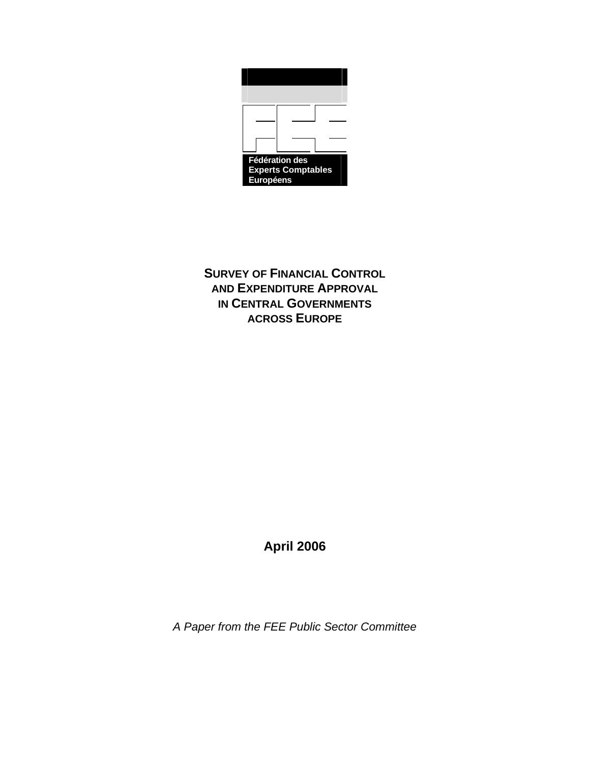Fédération des Experts Comptables Européens

# SURVEY OF FINANCIAL CONTROL AND EXPENDITURE APPROVAL IN CENTRAL GOVERNMENTS ACROSS EUROPE

**April 2006**

*A Paper from the FEE Public Sector Committee*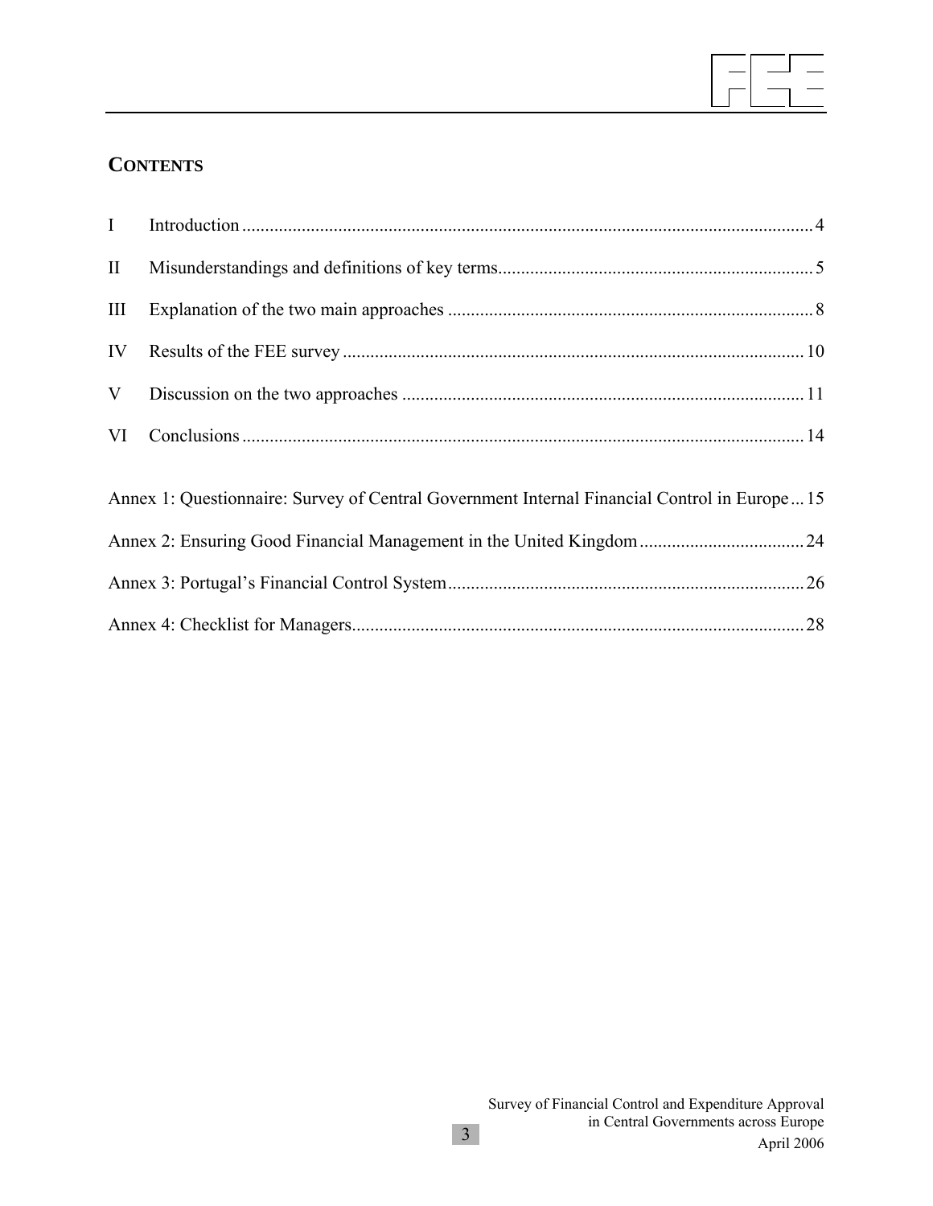## CONTENTS

| | | |
|---|---|---|
| I | Introduction | 4 |
| II | Misunderstandings and definitions of key terms | 5 |
| III | Explanation of the two main approaches | 8 |
| IV | Results of the FEE survey | 10 |
| V | Discussion on the two approaches | 11 |
| VI | Conclusions | 14 |

| | |
|---|---|
| Annex 1: Questionnaire: Survey of Central Government Internal Financial Control in Europe | 15 |
| Annex 2: Ensuring Good Financial Management in the United Kingdom | 24 |
| Annex 3: Portugal's Financial Control System | 26 |
| Annex 4: Checklist for Managers | 28 |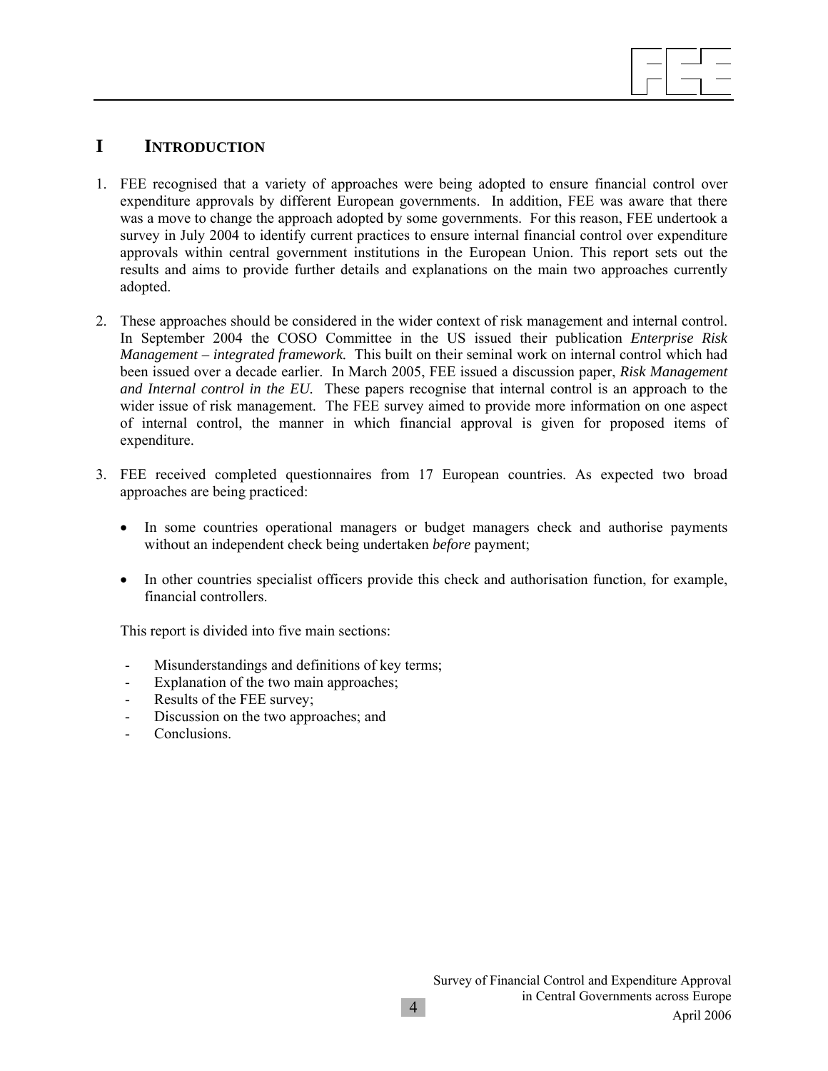# I INTRODUCTION

1. FEE recognised that a variety of approaches were being adopted to ensure financial control over expenditure approvals by different European governments. In addition, FEE was aware that there was a move to change the approach adopted by some governments. For this reason, FEE undertook a survey in July 2004 to identify current practices to ensure internal financial control over expenditure approvals within central government institutions in the European Union. This report sets out the results and aims to provide further details and explanations on the main two approaches currently adopted.

2. These approaches should be considered in the wider context of risk management and internal control. In September 2004 the COSO Committee in the US issued their publication *Enterprise Risk Management – integrated framework.* This built on their seminal work on internal control which had been issued over a decade earlier. In March 2005, FEE issued a discussion paper, *Risk Management and Internal control in the EU.* These papers recognise that internal control is an approach to the wider issue of risk management. The FEE survey aimed to provide more information on one aspect of internal control, the manner in which financial approval is given for proposed items of expenditure.

3. FEE received completed questionnaires from 17 European countries. As expected two broad approaches are being practiced:

   - In some countries operational managers or budget managers check and authorise payments without an independent check being undertaken *before* payment;

   - In other countries specialist officers provide this check and authorisation function, for example, financial controllers.

   This report is divided into five main sections:

   - Misunderstandings and definitions of key terms;
   - Explanation of the two main approaches;
   - Results of the FEE survey;
   - Discussion on the two approaches; and
   - Conclusions.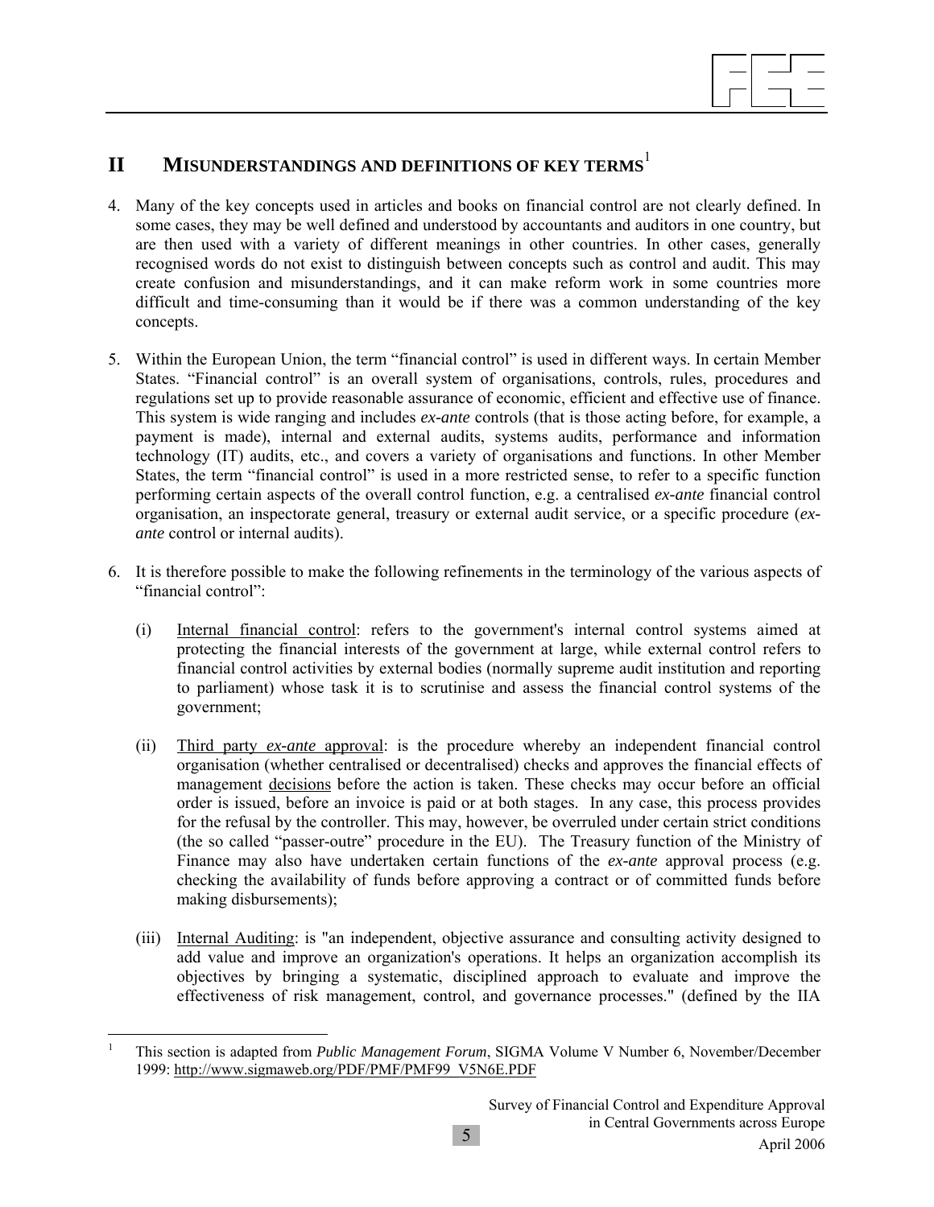## II MISUNDERSTANDINGS AND DEFINITIONS OF KEY TERMS[1]

4. Many of the key concepts used in articles and books on financial control are not clearly defined. In some cases, they may be well defined and understood by accountants and auditors in one country, but are then used with a variety of different meanings in other countries. In other cases, generally recognised words do not exist to distinguish between concepts such as control and audit. This may create confusion and misunderstandings, and it can make reform work in some countries more difficult and time-consuming than it would be if there was a common understanding of the key concepts.

5. Within the European Union, the term "financial control" is used in different ways. In certain Member States. "Financial control" is an overall system of organisations, controls, rules, procedures and regulations set up to provide reasonable assurance of economic, efficient and effective use of finance. This system is wide ranging and includes *ex-ante* controls (that is those acting before, for example, a payment is made), internal and external audits, systems audits, performance and information technology (IT) audits, etc., and covers a variety of organisations and functions. In other Member States, the term "financial control" is used in a more restricted sense, to refer to a specific function performing certain aspects of the overall control function, e.g. a centralised *ex-ante* financial control organisation, an inspectorate general, treasury or external audit service, or a specific procedure (*ex-ante* control or internal audits).

6. It is therefore possible to make the following refinements in the terminology of the various aspects of "financial control":

   (i) Internal financial control: refers to the government's internal control systems aimed at protecting the financial interests of the government at large, while external control refers to financial control activities by external bodies (normally supreme audit institution and reporting to parliament) whose task it is to scrutinise and assess the financial control systems of the government;

   (ii) Third party *ex-ante* approval: is the procedure whereby an independent financial control organisation (whether centralised or decentralised) checks and approves the financial effects of management decisions before the action is taken. These checks may occur before an official order is issued, before an invoice is paid or at both stages. In any case, this process provides for the refusal by the controller. This may, however, be overruled under certain strict conditions (the so called "passer-outre" procedure in the EU). The Treasury function of the Ministry of Finance may also have undertaken certain functions of the *ex-ante* approval process (e.g. checking the availability of funds before approving a contract or of committed funds before making disbursements);

   (iii) Internal Auditing: is "an independent, objective assurance and consulting activity designed to add value and improve an organization's operations. It helps an organization accomplish its objectives by bringing a systematic, disciplined approach to evaluate and improve the effectiveness of risk management, control, and governance processes." (defined by the IIA

[1] This section is adapted from *Public Management Forum*, SIGMA Volume V Number 6, November/December 1999: http://www.sigmaweb.org/PDF/PMF/PMF99_V5N6E.PDF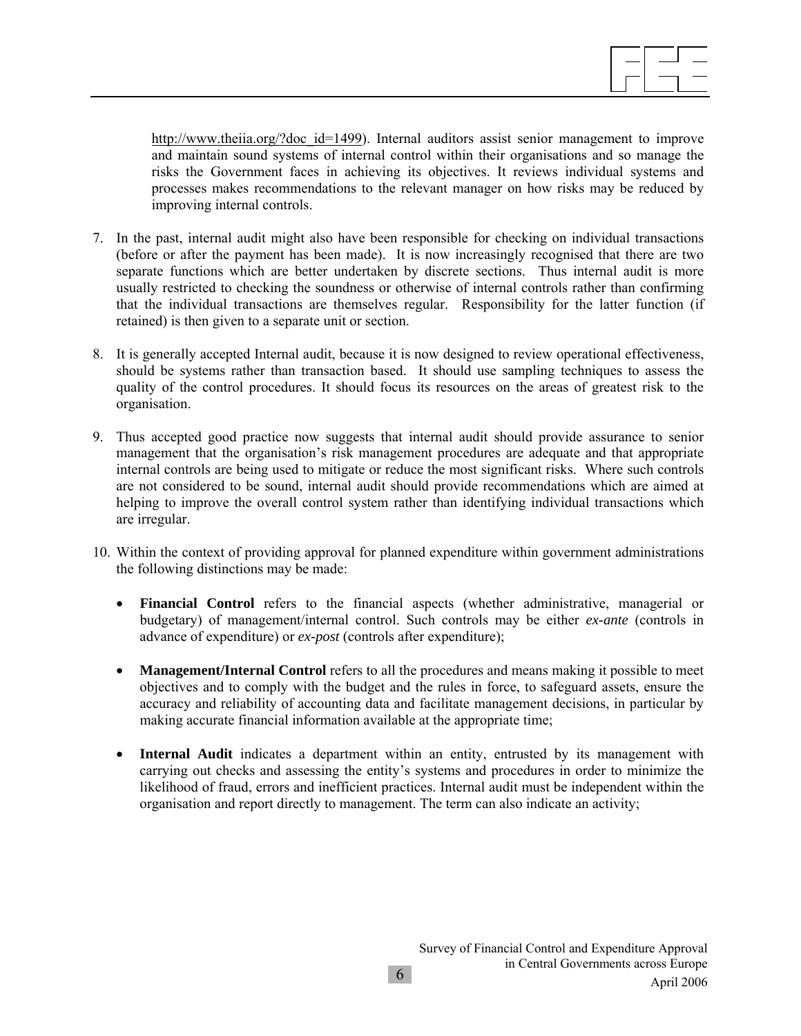http://www.theiia.org/?doc_id=1499). Internal auditors assist senior management to improve and maintain sound systems of internal control within their organisations and so manage the risks the Government faces in achieving its objectives. It reviews individual systems and processes makes recommendations to the relevant manager on how risks may be reduced by improving internal controls.

7. In the past, internal audit might also have been responsible for checking on individual transactions (before or after the payment has been made). It is now increasingly recognised that there are two separate functions which are better undertaken by discrete sections. Thus internal audit is more usually restricted to checking the soundness or otherwise of internal controls rather than confirming that the individual transactions are themselves regular. Responsibility for the latter function (if retained) is then given to a separate unit or section.

8. It is generally accepted Internal audit, because it is now designed to review operational effectiveness, should be systems rather than transaction based. It should use sampling techniques to assess the quality of the control procedures. It should focus its resources on the areas of greatest risk to the organisation.

9. Thus accepted good practice now suggests that internal audit should provide assurance to senior management that the organisation's risk management procedures are adequate and that appropriate internal controls are being used to mitigate or reduce the most significant risks. Where such controls are not considered to be sound, internal audit should provide recommendations which are aimed at helping to improve the overall control system rather than identifying individual transactions which are irregular.

10. Within the context of providing approval for planned expenditure within government administrations the following distinctions may be made:

    - **Financial Control** refers to the financial aspects (whether administrative, managerial or budgetary) of management/internal control. Such controls may be either *ex-ante* (controls in advance of expenditure) or *ex-post* (controls after expenditure);

    - **Management/Internal Control** refers to all the procedures and means making it possible to meet objectives and to comply with the budget and the rules in force, to safeguard assets, ensure the accuracy and reliability of accounting data and facilitate management decisions, in particular by making accurate financial information available at the appropriate time;

    - **Internal Audit** indicates a department within an entity, entrusted by its management with carrying out checks and assessing the entity's systems and procedures in order to minimize the likelihood of fraud, errors and inefficient practices. Internal audit must be independent within the organisation and report directly to management. The term can also indicate an activity;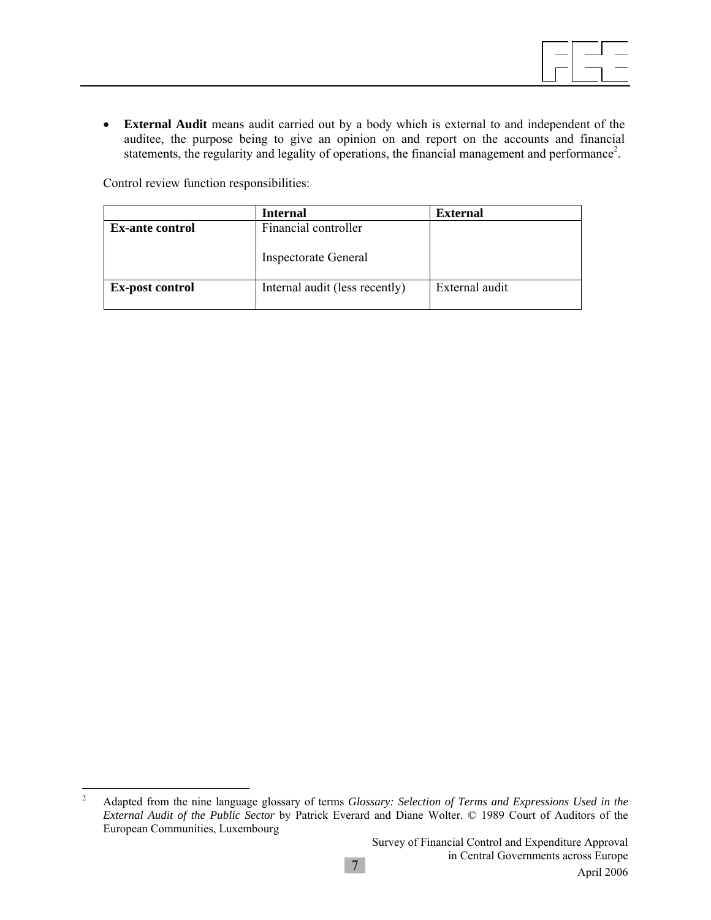- **External Audit** means audit carried out by a body which is external to and independent of the auditee, the purpose being to give an opinion on and report on the accounts and financial statements, the regularity and legality of operations, the financial management and performance[2].

Control review function responsibilities:

| | **Internal** | **External** |
|---|---|---|
| **Ex-ante control** | Financial controller<br><br>Inspectorate General | |
| **Ex-post control** | Internal audit (less recently) | External audit |

---

[2] Adapted from the nine language glossary of terms *Glossary: Selection of Terms and Expressions Used in the External Audit of the Public Sector* by Patrick Everard and Diane Wolter. © 1989 Court of Auditors of the European Communities, Luxembourg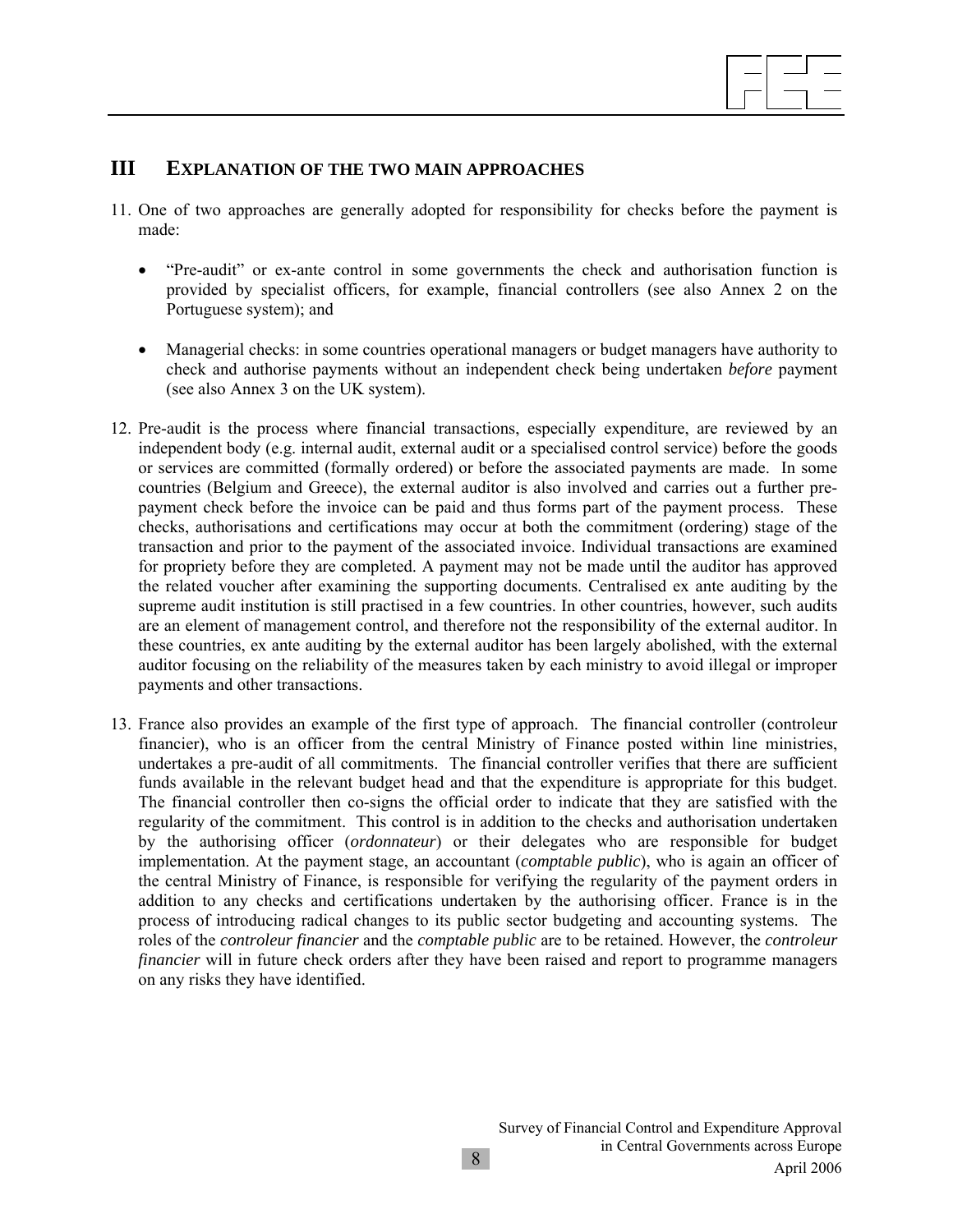## III EXPLANATION OF THE TWO MAIN APPROACHES

11. One of two approaches are generally adopted for responsibility for checks before the payment is made:

    - "Pre-audit" or ex-ante control in some governments the check and authorisation function is provided by specialist officers, for example, financial controllers (see also Annex 2 on the Portuguese system); and

    - Managerial checks: in some countries operational managers or budget managers have authority to check and authorise payments without an independent check being undertaken *before* payment (see also Annex 3 on the UK system).

12. Pre-audit is the process where financial transactions, especially expenditure, are reviewed by an independent body (e.g. internal audit, external audit or a specialised control service) before the goods or services are committed (formally ordered) or before the associated payments are made. In some countries (Belgium and Greece), the external auditor is also involved and carries out a further pre-payment check before the invoice can be paid and thus forms part of the payment process. These checks, authorisations and certifications may occur at both the commitment (ordering) stage of the transaction and prior to the payment of the associated invoice. Individual transactions are examined for propriety before they are completed. A payment may not be made until the auditor has approved the related voucher after examining the supporting documents. Centralised ex ante auditing by the supreme audit institution is still practised in a few countries. In other countries, however, such audits are an element of management control, and therefore not the responsibility of the external auditor. In these countries, ex ante auditing by the external auditor has been largely abolished, with the external auditor focusing on the reliability of the measures taken by each ministry to avoid illegal or improper payments and other transactions.

13. France also provides an example of the first type of approach. The financial controller (controleur financier), who is an officer from the central Ministry of Finance posted within line ministries, undertakes a pre-audit of all commitments. The financial controller verifies that there are sufficient funds available in the relevant budget head and that the expenditure is appropriate for this budget. The financial controller then co-signs the official order to indicate that they are satisfied with the regularity of the commitment. This control is in addition to the checks and authorisation undertaken by the authorising officer (*ordonnateur*) or their delegates who are responsible for budget implementation. At the payment stage, an accountant (*comptable public*), who is again an officer of the central Ministry of Finance, is responsible for verifying the regularity of the payment orders in addition to any checks and certifications undertaken by the authorising officer. France is in the process of introducing radical changes to its public sector budgeting and accounting systems. The roles of the *controleur financier* and the *comptable public* are to be retained. However, the *controleur financier* will in future check orders after they have been raised and report to programme managers on any risks they have identified.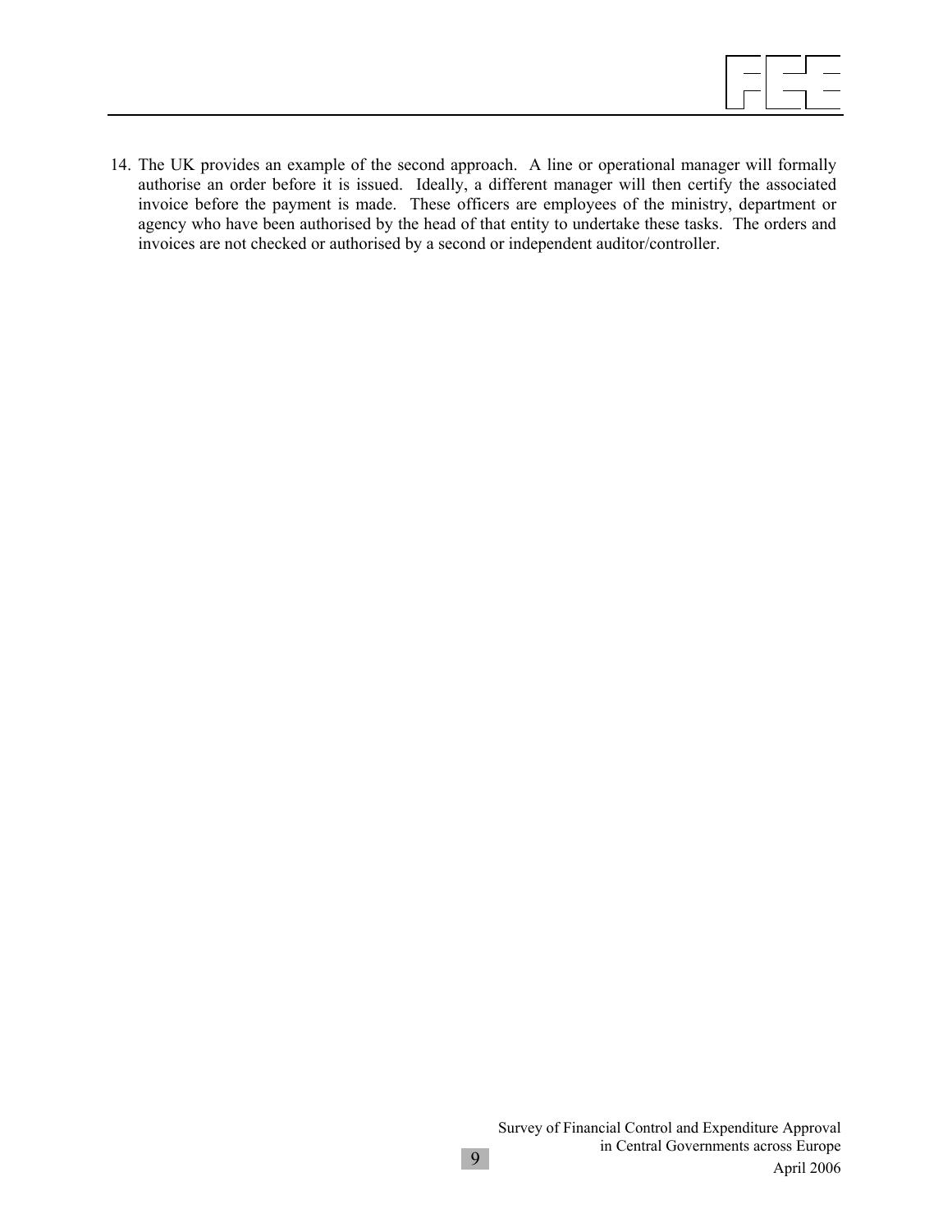14. The UK provides an example of the second approach. A line or operational manager will formally authorise an order before it is issued. Ideally, a different manager will then certify the associated invoice before the payment is made. These officers are employees of the ministry, department or agency who have been authorised by the head of that entity to undertake these tasks. The orders and invoices are not checked or authorised by a second or independent auditor/controller.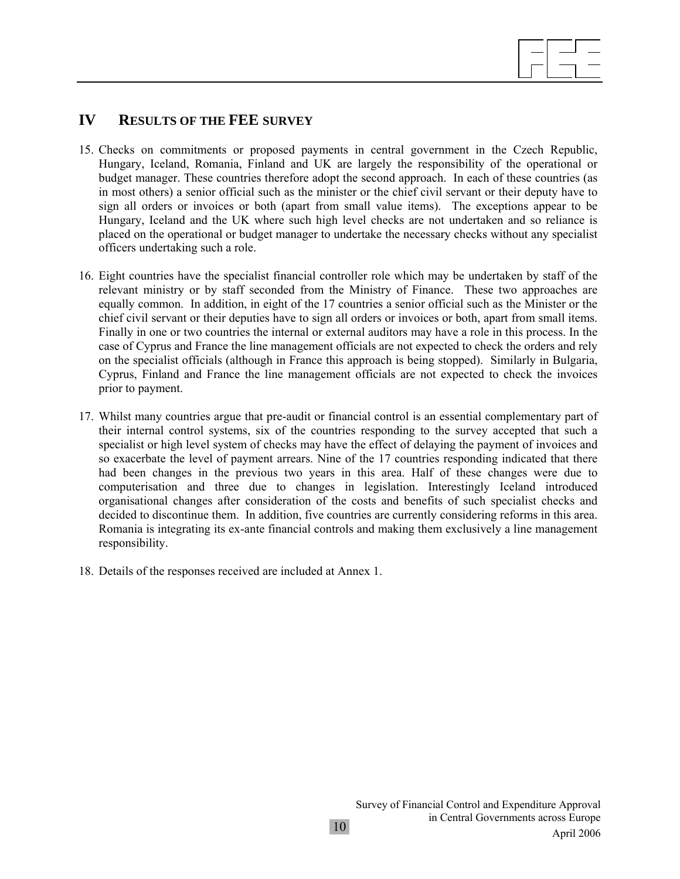## IV RESULTS OF THE FEE SURVEY

15. Checks on commitments or proposed payments in central government in the Czech Republic, Hungary, Iceland, Romania, Finland and UK are largely the responsibility of the operational or budget manager. These countries therefore adopt the second approach. In each of these countries (as in most others) a senior official such as the minister or the chief civil servant or their deputy have to sign all orders or invoices or both (apart from small value items). The exceptions appear to be Hungary, Iceland and the UK where such high level checks are not undertaken and so reliance is placed on the operational or budget manager to undertake the necessary checks without any specialist officers undertaking such a role.

16. Eight countries have the specialist financial controller role which may be undertaken by staff of the relevant ministry or by staff seconded from the Ministry of Finance. These two approaches are equally common. In addition, in eight of the 17 countries a senior official such as the Minister or the chief civil servant or their deputies have to sign all orders or invoices or both, apart from small items. Finally in one or two countries the internal or external auditors may have a role in this process. In the case of Cyprus and France the line management officials are not expected to check the orders and rely on the specialist officials (although in France this approach is being stopped). Similarly in Bulgaria, Cyprus, Finland and France the line management officials are not expected to check the invoices prior to payment.

17. Whilst many countries argue that pre-audit or financial control is an essential complementary part of their internal control systems, six of the countries responding to the survey accepted that such a specialist or high level system of checks may have the effect of delaying the payment of invoices and so exacerbate the level of payment arrears. Nine of the 17 countries responding indicated that there had been changes in the previous two years in this area. Half of these changes were due to computerisation and three due to changes in legislation. Interestingly Iceland introduced organisational changes after consideration of the costs and benefits of such specialist checks and decided to discontinue them. In addition, five countries are currently considering reforms in this area. Romania is integrating its ex-ante financial controls and making them exclusively a line management responsibility.

18. Details of the responses received are included at Annex 1.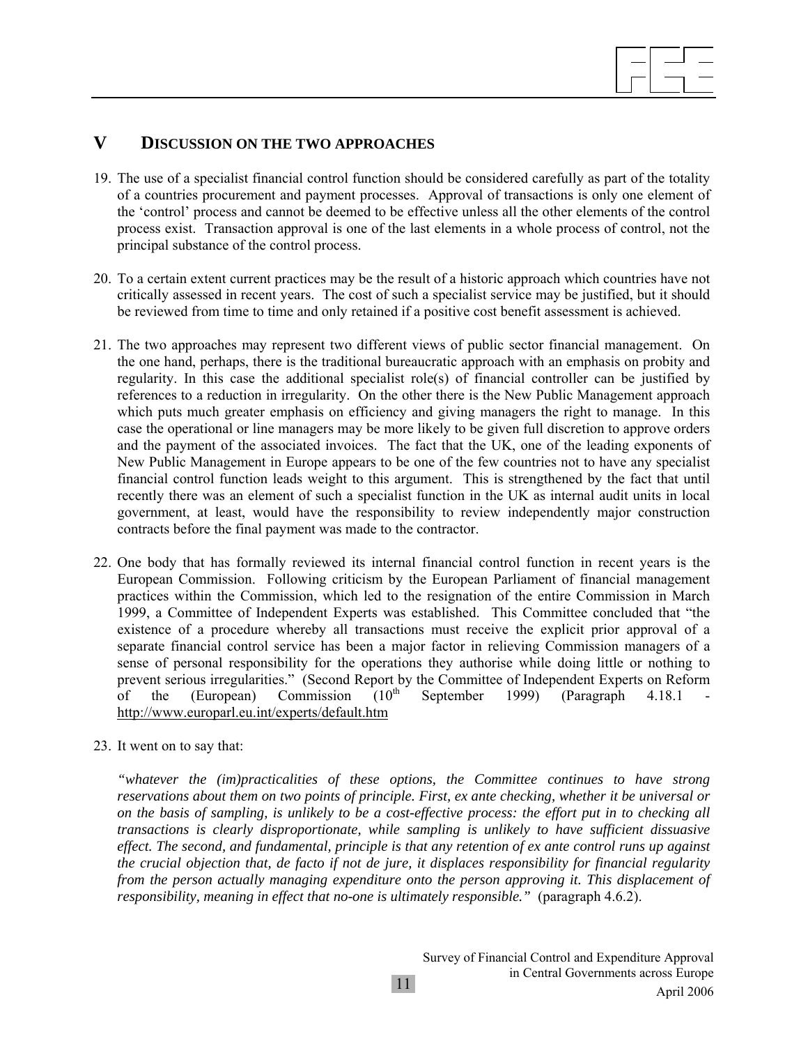## V DISCUSSION ON THE TWO APPROACHES

19. The use of a specialist financial control function should be considered carefully as part of the totality of a countries procurement and payment processes. Approval of transactions is only one element of the 'control' process and cannot be deemed to be effective unless all the other elements of the control process exist. Transaction approval is one of the last elements in a whole process of control, not the principal substance of the control process.

20. To a certain extent current practices may be the result of a historic approach which countries have not critically assessed in recent years. The cost of such a specialist service may be justified, but it should be reviewed from time to time and only retained if a positive cost benefit assessment is achieved.

21. The two approaches may represent two different views of public sector financial management. On the one hand, perhaps, there is the traditional bureaucratic approach with an emphasis on probity and regularity. In this case the additional specialist role(s) of financial controller can be justified by references to a reduction in irregularity. On the other there is the New Public Management approach which puts much greater emphasis on efficiency and giving managers the right to manage. In this case the operational or line managers may be more likely to be given full discretion to approve orders and the payment of the associated invoices. The fact that the UK, one of the leading exponents of New Public Management in Europe appears to be one of the few countries not to have any specialist financial control function leads weight to this argument. This is strengthened by the fact that until recently there was an element of such a specialist function in the UK as internal audit units in local government, at least, would have the responsibility to review independently major construction contracts before the final payment was made to the contractor.

22. One body that has formally reviewed its internal financial control function in recent years is the European Commission. Following criticism by the European Parliament of financial management practices within the Commission, which led to the resignation of the entire Commission in March 1999, a Committee of Independent Experts was established. This Committee concluded that "the existence of a procedure whereby all transactions must receive the explicit prior approval of a separate financial control service has been a major factor in relieving Commission managers of a sense of personal responsibility for the operations they authorise while doing little or nothing to prevent serious irregularities." (Second Report by the Committee of Independent Experts on Reform of the (European) Commission (10th September 1999) (Paragraph 4.18.1 - http://www.europarl.eu.int/experts/default.htm

23. It went on to say that:

    *"whatever the (im)practicalities of these options, the Committee continues to have strong reservations about them on two points of principle. First, ex ante checking, whether it be universal or on the basis of sampling, is unlikely to be a cost-effective process: the effort put in to checking all transactions is clearly disproportionate, while sampling is unlikely to have sufficient dissuasive effect. The second, and fundamental, principle is that any retention of ex ante control runs up against the crucial objection that, de facto if not de jure, it displaces responsibility for financial regularity from the person actually managing expenditure onto the person approving it. This displacement of responsibility, meaning in effect that no-one is ultimately responsible."* (paragraph 4.6.2).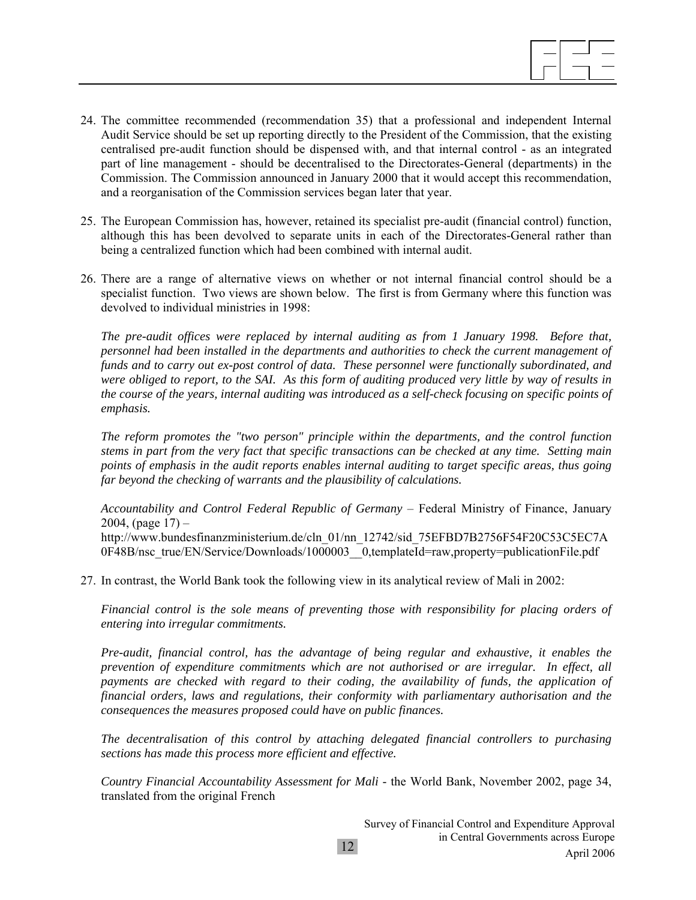24. The committee recommended (recommendation 35) that a professional and independent Internal Audit Service should be set up reporting directly to the President of the Commission, that the existing centralised pre-audit function should be dispensed with, and that internal control - as an integrated part of line management - should be decentralised to the Directorates-General (departments) in the Commission. The Commission announced in January 2000 that it would accept this recommendation, and a reorganisation of the Commission services began later that year.

25. The European Commission has, however, retained its specialist pre-audit (financial control) function, although this has been devolved to separate units in each of the Directorates-General rather than being a centralized function which had been combined with internal audit.

26. There are a range of alternative views on whether or not internal financial control should be a specialist function. Two views are shown below. The first is from Germany where this function was devolved to individual ministries in 1998:

    *The pre-audit offices were replaced by internal auditing as from 1 January 1998. Before that, personnel had been installed in the departments and authorities to check the current management of funds and to carry out ex-post control of data. These personnel were functionally subordinated, and were obliged to report, to the SAI. As this form of auditing produced very little by way of results in the course of the years, internal auditing was introduced as a self-check focusing on specific points of emphasis.*

    *The reform promotes the "two person" principle within the departments, and the control function stems in part from the very fact that specific transactions can be checked at any time. Setting main points of emphasis in the audit reports enables internal auditing to target specific areas, thus going far beyond the checking of warrants and the plausibility of calculations.*

    *Accountability and Control Federal Republic of Germany* – Federal Ministry of Finance, January 2004, (page 17) – http://www.bundesfinanzministerium.de/cln_01/nn_12742/sid_75EFBD7B2756F54F20C53C5EC7A0F48B/nsc_true/EN/Service/Downloads/1000003__0,templateId=raw,property=publicationFile.pdf

27. In contrast, the World Bank took the following view in its analytical review of Mali in 2002:

    *Financial control is the sole means of preventing those with responsibility for placing orders of entering into irregular commitments.*

    *Pre-audit, financial control, has the advantage of being regular and exhaustive, it enables the prevention of expenditure commitments which are not authorised or are irregular. In effect, all payments are checked with regard to their coding, the availability of funds, the application of financial orders, laws and regulations, their conformity with parliamentary authorisation and the consequences the measures proposed could have on public finances.*

    *The decentralisation of this control by attaching delegated financial controllers to purchasing sections has made this process more efficient and effective.*

    *Country Financial Accountability Assessment for Mali* - the World Bank, November 2002, page 34, translated from the original French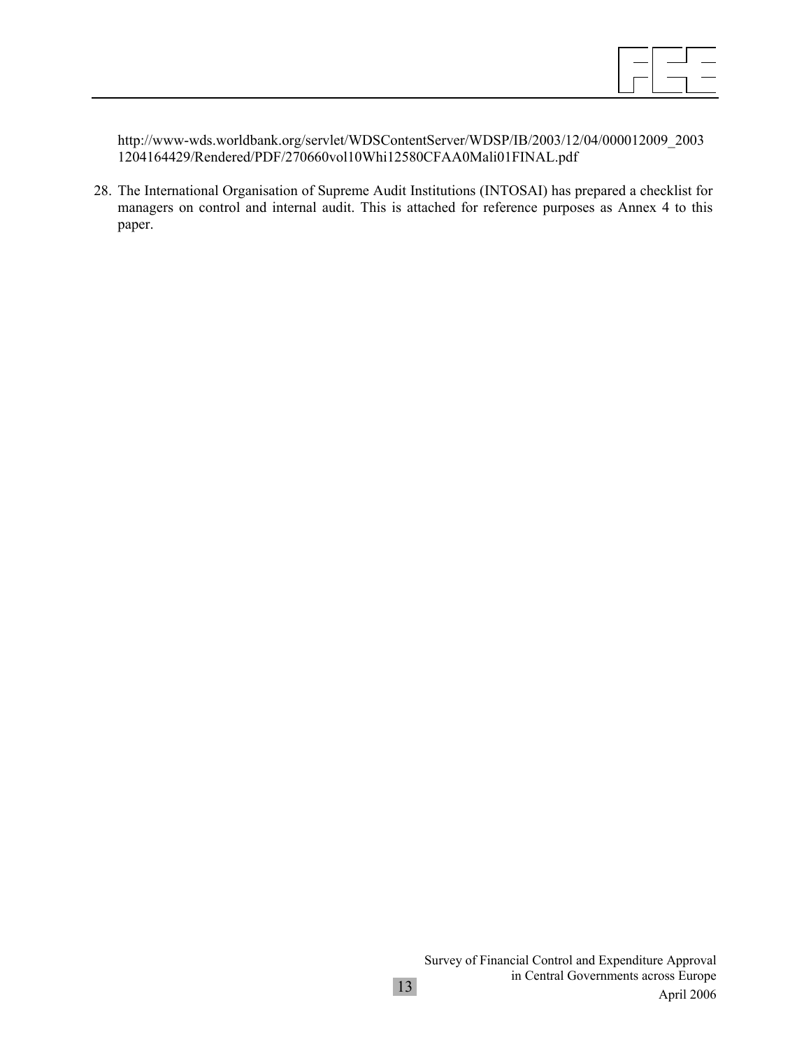http://www-wds.worldbank.org/servlet/WDSContentServer/WDSP/IB/2003/12/04/000012009_20031204164429/Rendered/PDF/270660vol10Whi12580CFAA0Mali01FINAL.pdf

28. The International Organisation of Supreme Audit Institutions (INTOSAI) has prepared a checklist for managers on control and internal audit. This is attached for reference purposes as Annex 4 to this paper.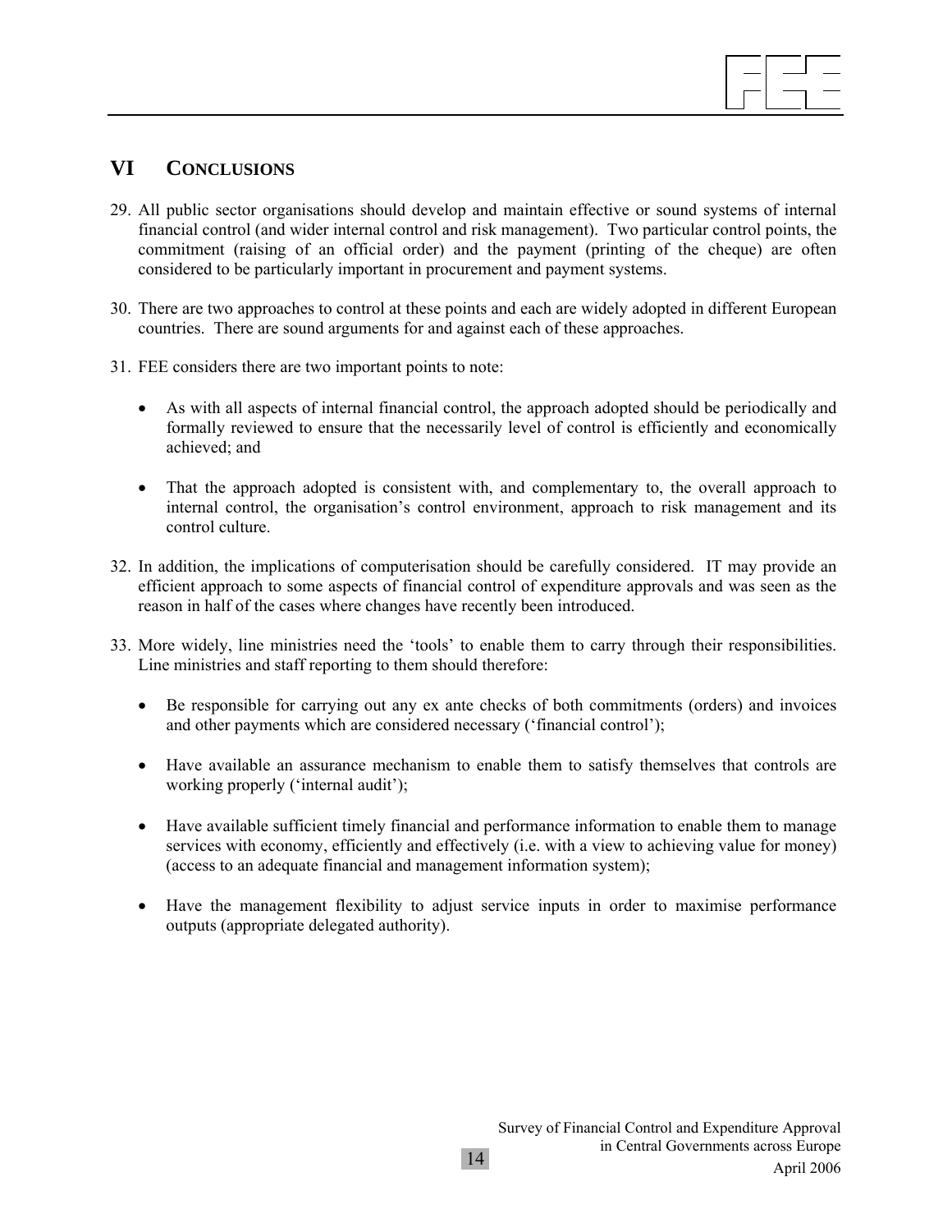## VI CONCLUSIONS

29. All public sector organisations should develop and maintain effective or sound systems of internal financial control (and wider internal control and risk management). Two particular control points, the commitment (raising of an official order) and the payment (printing of the cheque) are often considered to be particularly important in procurement and payment systems.

30. There are two approaches to control at these points and each are widely adopted in different European countries. There are sound arguments for and against each of these approaches.

31. FEE considers there are two important points to note:

    - As with all aspects of internal financial control, the approach adopted should be periodically and formally reviewed to ensure that the necessarily level of control is efficiently and economically achieved; and

    - That the approach adopted is consistent with, and complementary to, the overall approach to internal control, the organisation's control environment, approach to risk management and its control culture.

32. In addition, the implications of computerisation should be carefully considered. IT may provide an efficient approach to some aspects of financial control of expenditure approvals and was seen as the reason in half of the cases where changes have recently been introduced.

33. More widely, line ministries need the 'tools' to enable them to carry through their responsibilities. Line ministries and staff reporting to them should therefore:

    - Be responsible for carrying out any ex ante checks of both commitments (orders) and invoices and other payments which are considered necessary ('financial control');

    - Have available an assurance mechanism to enable them to satisfy themselves that controls are working properly ('internal audit');

    - Have available sufficient timely financial and performance information to enable them to manage services with economy, efficiently and effectively (i.e. with a view to achieving value for money) (access to an adequate financial and management information system);

    - Have the management flexibility to adjust service inputs in order to maximise performance outputs (appropriate delegated authority).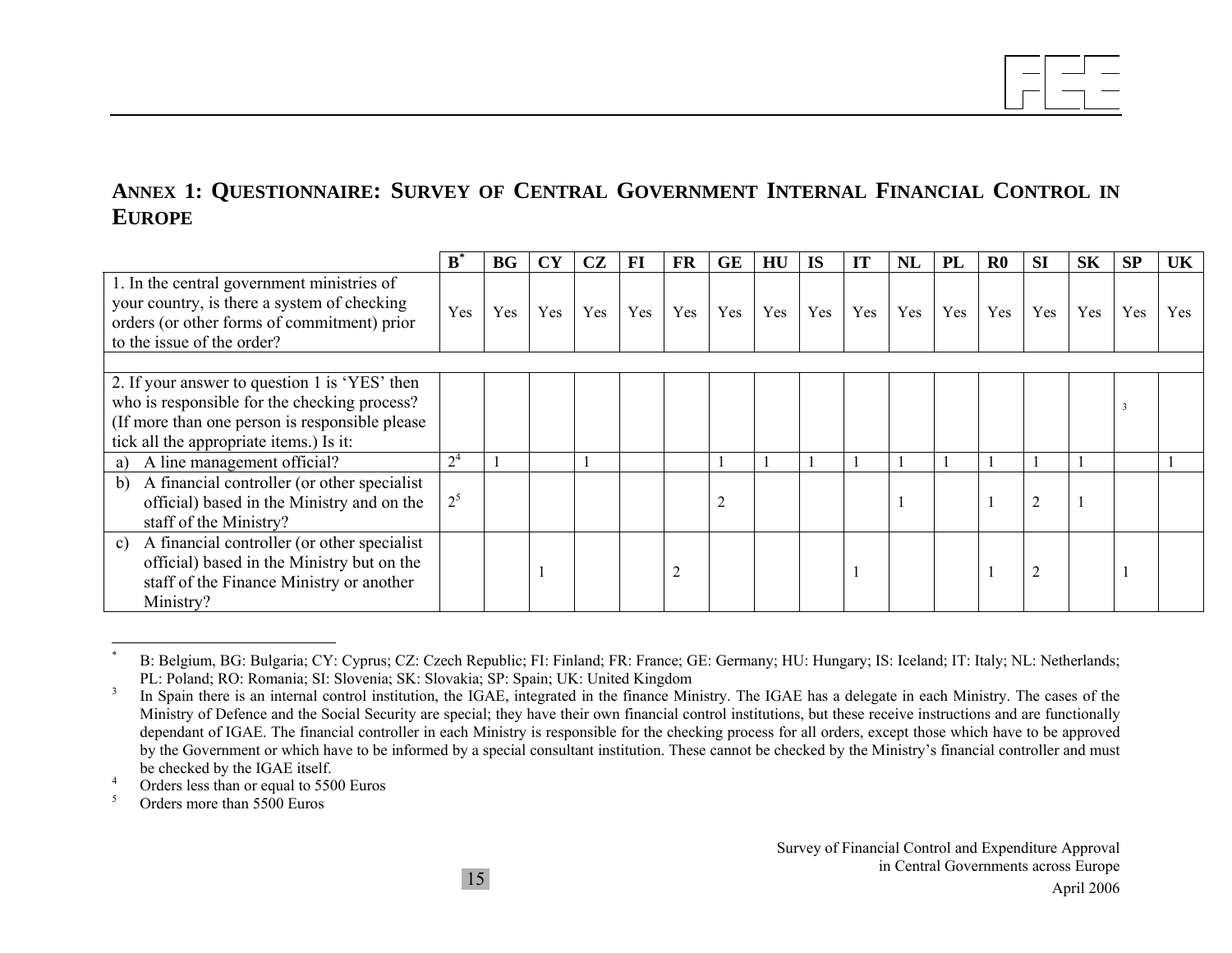## ANNEX 1: QUESTIONNAIRE: SURVEY OF CENTRAL GOVERNMENT INTERNAL FINANCIAL CONTROL IN EUROPE

| | B[*] | BG | CY | CZ | FI | FR | GE | HU | IS | IT | NL | PL | R0 | SI | SK | SP | UK |
|---|---|---|---|---|---|---|---|---|---|---|---|---|---|---|---|---|---|
| 1. In the central government ministries of your country, is there a system of checking orders (or other forms of commitment) prior to the issue of the order? | Yes | Yes | Yes | Yes | Yes | Yes | Yes | Yes | Yes | Yes | Yes | Yes | Yes | Yes | Yes | Yes | Yes |
| | | | | | | | | | | | | | | | | | |
| 2. If your answer to question 1 is 'YES' then who is responsible for the checking process? (If more than one person is responsible please tick all the appropriate items.) Is it: | | | | | | | | | | | | | | | | [3] | |
| a) A line management official? | 2[4] | 1 | | 1 | | | 1 | 1 | 1 | 1 | 1 | 1 | 1 | 1 | 1 | | 1 |
| b) A financial controller (or other specialist official) based in the Ministry and on the staff of the Ministry? | 2[5] | | | | | | 2 | | | | 1 | | 1 | 2 | 1 | | |
| c) A financial controller (or other specialist official) based in the Ministry but on the staff of the Finance Ministry or another Ministry? | | | 1 | | | 2 | | | | 1 | | | 1 | 2 | | 1 | |

---

[*] B: Belgium, BG: Bulgaria; CY: Cyprus; CZ: Czech Republic; FI: Finland; FR: France; GE: Germany; HU: Hungary; IS: Iceland; IT: Italy; NL: Netherlands; PL: Poland; RO: Romania; SI: Slovenia; SK: Slovakia; SP: Spain; UK: United Kingdom

[3] In Spain there is an internal control institution, the IGAE, integrated in the finance Ministry. The IGAE has a delegate in each Ministry. The cases of the Ministry of Defence and the Social Security are special; they have their own financial control institutions, but these receive instructions and are functionally dependant of IGAE. The financial controller in each Ministry is responsible for the checking process for all orders, except those which have to be approved by the Government or which have to be informed by a special consultant institution. These cannot be checked by the Ministry's financial controller and must be checked by the IGAE itself.

[4] Orders less than or equal to 5500 Euros

[5] Orders more than 5500 Euros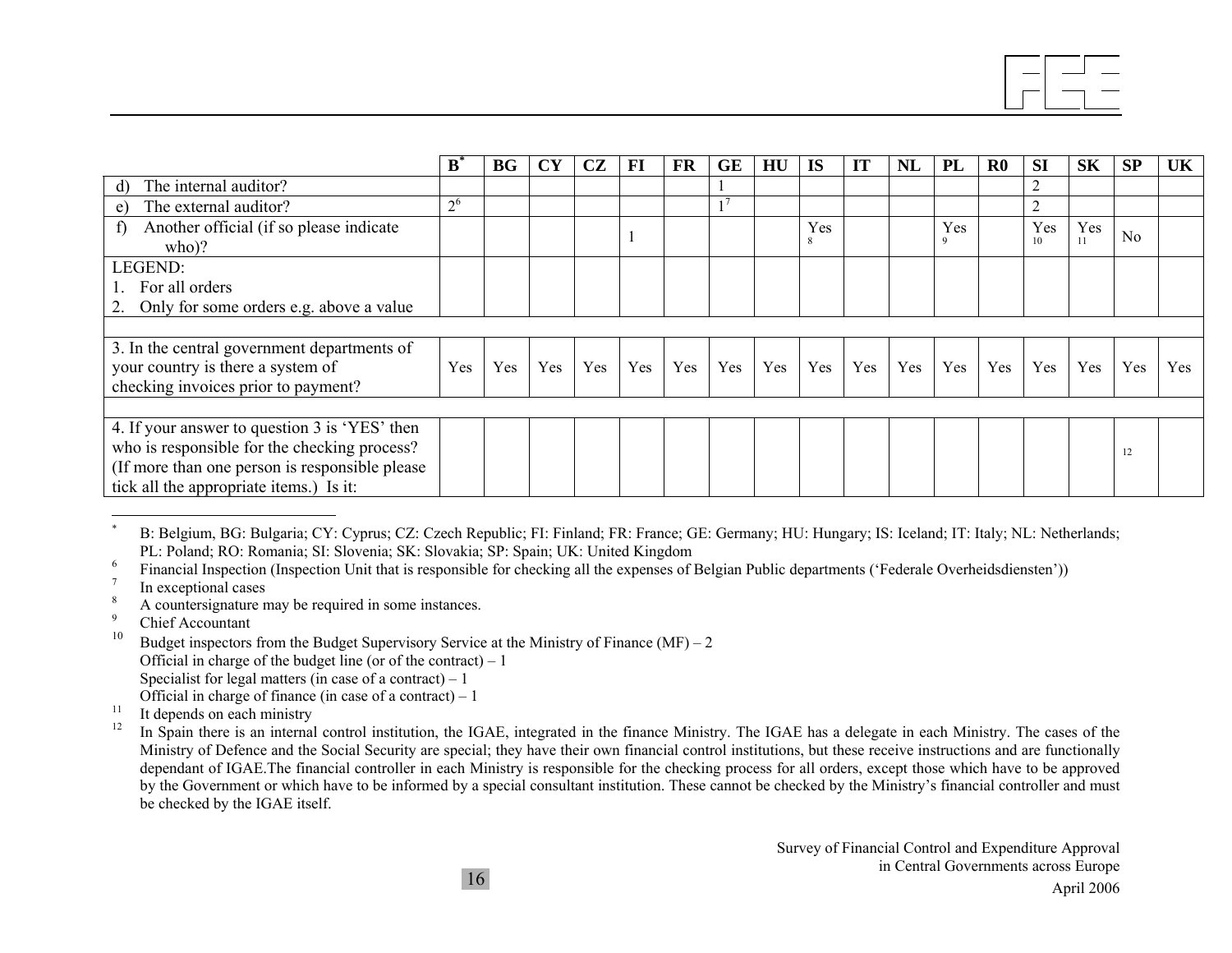| | B[*] | BG | CY | CZ | FI | FR | GE | HU | IS | IT | NL | PL | R0 | SI | SK | SP | UK |
|---|---|---|---|---|---|---|---|---|---|---|---|---|---|---|---|---|---|
| d) The internal auditor? | | | | | | | 1 | | | | | | | 2 | | | |
| e) The external auditor? | 2[6] | | | | | | 1[7] | | | | | | | 2 | | | |
| f) Another official (if so please indicate who)? | | | | | 1 | | | | Yes [8] | | | Yes [9] | | Yes [10] | Yes [11] | No | |
| LEGEND:<br>1. For all orders<br>2. Only for some orders e.g. above a value | | | | | | | | | | | | | | | | | |
| | | | | | | | | | | | | | | | | | |
| 3. In the central government departments of your country is there a system of checking invoices prior to payment? | Yes | Yes | Yes | Yes | Yes | Yes | Yes | Yes | Yes | Yes | Yes | Yes | Yes | Yes | Yes | Yes | Yes |
| | | | | | | | | | | | | | | | | | |
| 4. If your answer to question 3 is 'YES' then who is responsible for the checking process? (If more than one person is responsible please tick all the appropriate items.) Is it: | | | | | | | | | | | | | | | | [12] | |

[*] B: Belgium, BG: Bulgaria; CY: Cyprus; CZ: Czech Republic; FI: Finland; FR: France; GE: Germany; HU: Hungary; IS: Iceland; IT: Italy; NL: Netherlands; PL: Poland; RO: Romania; SI: Slovenia; SK: Slovakia; SP: Spain; UK: United Kingdom

[6] Financial Inspection (Inspection Unit that is responsible for checking all the expenses of Belgian Public departments ('Federale Overheidsdiensten'))

[7] In exceptional cases

[8] A countersignature may be required in some instances.

[9] Chief Accountant

[10] Budget inspectors from the Budget Supervisory Service at the Ministry of Finance (MF) – 2
Official in charge of the budget line (or of the contract) – 1
Specialist for legal matters (in case of a contract) – 1
Official in charge of finance (in case of a contract) – 1

[11] It depends on each ministry

[12] In Spain there is an internal control institution, the IGAE, integrated in the finance Ministry. The IGAE has a delegate in each Ministry. The cases of the Ministry of Defence and the Social Security are special; they have their own financial control institutions, but these receive instructions and are functionally dependant of IGAE.The financial controller in each Ministry is responsible for the checking process for all orders, except those which have to be approved by the Government or which have to be informed by a special consultant institution. These cannot be checked by the Ministry's financial controller and must be checked by the IGAE itself.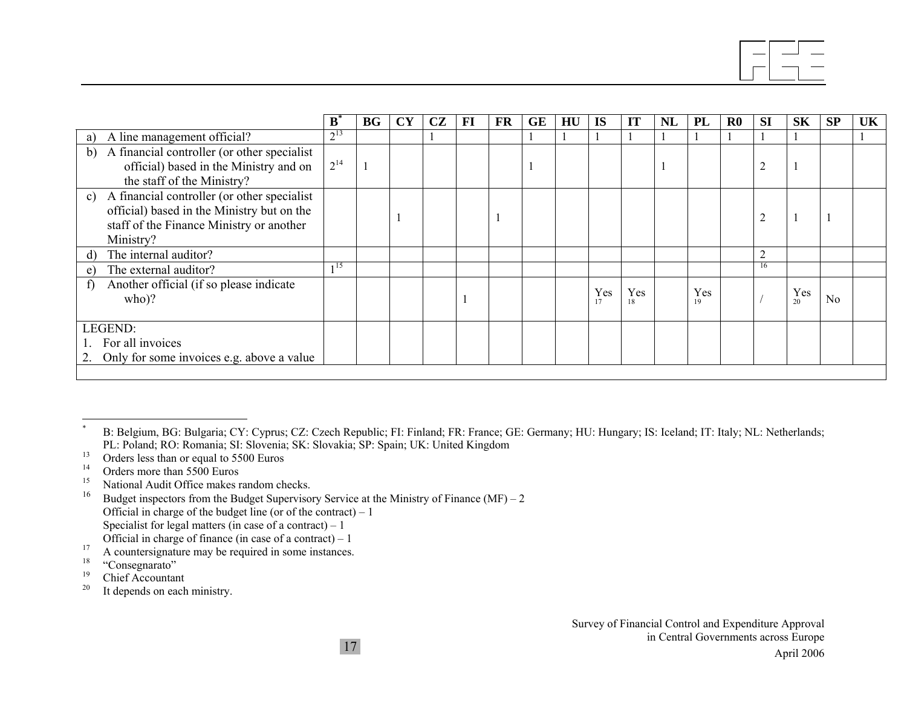| | B* | BG | CY | CZ | FI | FR | GE | HU | IS | IT | NL | PL | R0 | SI | SK | SP | UK |
|---|---|---|---|---|---|---|---|---|---|---|---|---|---|---|---|---|---|
| a) A line management official? | 2[13] | | | 1 | | | 1 | 1 | 1 | 1 | 1 | 1 | 1 | 1 | 1 | | 1 |
| b) A financial controller (or other specialist official) based in the Ministry and on the staff of the Ministry? | 2[14] | 1 | | | | | 1 | | | | 1 | | | 2 | 1 | | |
| c) A financial controller (or other specialist official) based in the Ministry but on the staff of the Finance Ministry or another Ministry? | | | 1 | | | 1 | | | | | | | | 2 | 1 | 1 | |
| d) The internal auditor? | | | | | | | | | | | | | | 2 | | | |
| e) The external auditor? | 1[15] | | | | | | | | | | | | | [16] | | | |
| f) Another official (if so please indicate who)? | | | | | 1 | | | | Yes [17] | Yes [18] | | Yes [19] | | / | Yes [20] | No | |
| LEGEND:<br>1. For all invoices<br>2. Only for some invoices e.g. above a value | | | | | | | | | | | | | | | | | |

\* B: Belgium, BG: Bulgaria; CY: Cyprus; CZ: Czech Republic; FI: Finland; FR: France; GE: Germany; HU: Hungary; IS: Iceland; IT: Italy; NL: Netherlands; PL: Poland; RO: Romania; SI: Slovenia; SK: Slovakia; SP: Spain; UK: United Kingdom

[13] Orders less than or equal to 5500 Euros

[14] Orders more than 5500 Euros

[15] National Audit Office makes random checks.

[16] Budget inspectors from the Budget Supervisory Service at the Ministry of Finance (MF) – 2
Official in charge of the budget line (or of the contract) – 1
Specialist for legal matters (in case of a contract) – 1
Official in charge of finance (in case of a contract) – 1

[17] A countersignature may be required in some instances.

[18] "Consegnarato"

[19] Chief Accountant

[20] It depends on each ministry.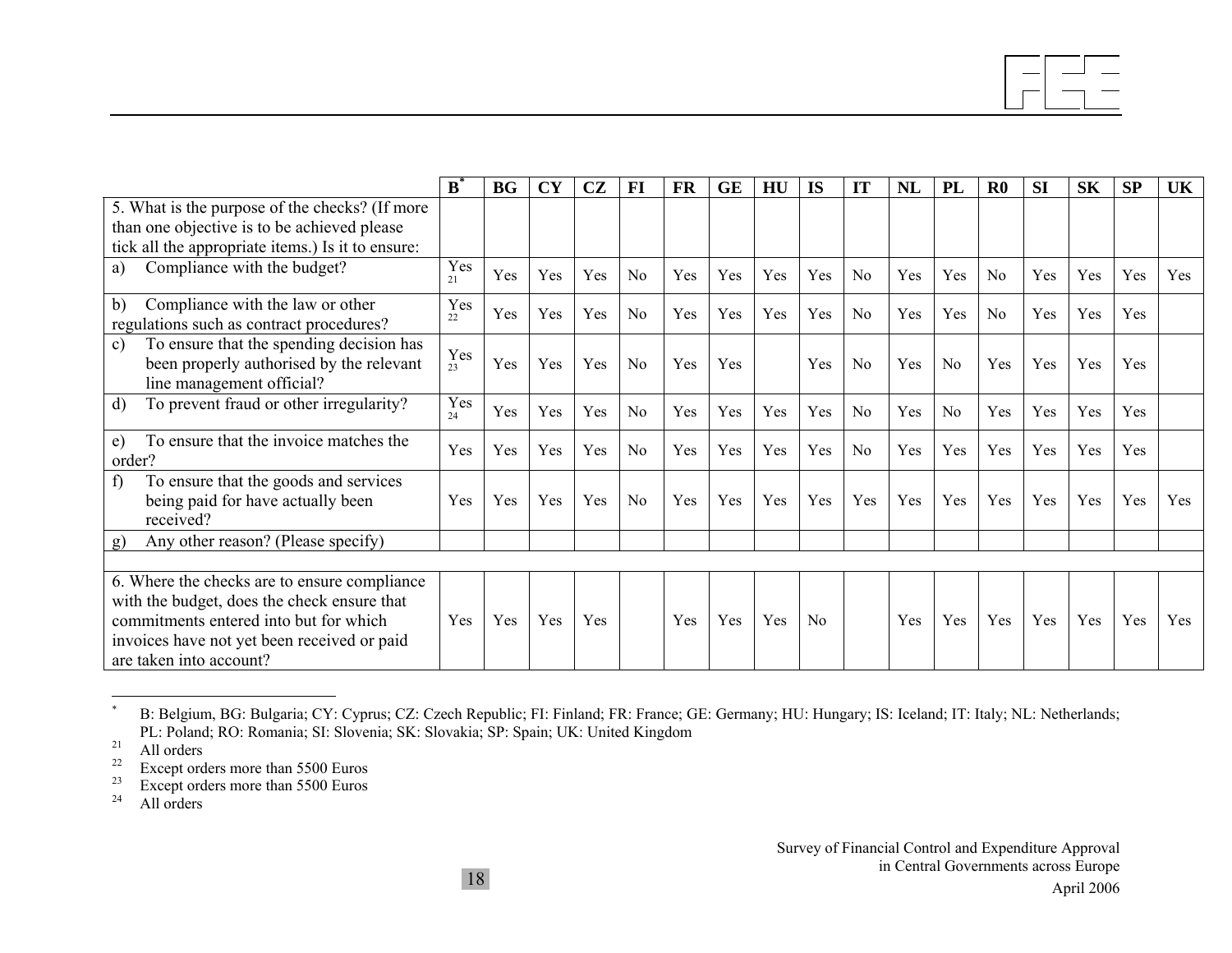| | B* | BG | CY | CZ | FI | FR | GE | HU | IS | IT | NL | PL | R0 | SI | SK | SP | UK |
|---|---|---|---|---|---|---|---|---|---|---|---|---|---|---|---|---|---|
| 5. What is the purpose of the checks? (If more than one objective is to be achieved please tick all the appropriate items.) Is it to ensure: | | | | | | | | | | | | | | | | | |
| a) Compliance with the budget? | Yes [21] | Yes | Yes | Yes | No | Yes | Yes | Yes | Yes | No | Yes | Yes | No | Yes | Yes | Yes | Yes |
| b) Compliance with the law or other regulations such as contract procedures? | Yes [22] | Yes | Yes | Yes | No | Yes | Yes | Yes | Yes | No | Yes | Yes | No | Yes | Yes | Yes | |
| c) To ensure that the spending decision has been properly authorised by the relevant line management official? | Yes [23] | Yes | Yes | Yes | No | Yes | Yes | | Yes | No | Yes | No | Yes | Yes | Yes | Yes | |
| d) To prevent fraud or other irregularity? | Yes [24] | Yes | Yes | Yes | No | Yes | Yes | Yes | Yes | No | Yes | No | Yes | Yes | Yes | Yes | |
| e) To ensure that the invoice matches the order? | Yes | Yes | Yes | Yes | No | Yes | Yes | Yes | Yes | No | Yes | Yes | Yes | Yes | Yes | Yes | |
| f) To ensure that the goods and services being paid for have actually been received? | Yes | Yes | Yes | Yes | No | Yes | Yes | Yes | Yes | Yes | Yes | Yes | Yes | Yes | Yes | Yes | Yes |
| g) Any other reason? (Please specify) | | | | | | | | | | | | | | | | | |
| | | | | | | | | | | | | | | | | | |
| 6. Where the checks are to ensure compliance with the budget, does the check ensure that commitments entered into but for which invoices have not yet been received or paid are taken into account? | Yes | Yes | Yes | Yes | | Yes | Yes | Yes | No | | Yes | Yes | Yes | Yes | Yes | Yes | Yes |

* B: Belgium, BG: Bulgaria; CY: Cyprus; CZ: Czech Republic; FI: Finland; FR: France; GE: Germany; HU: Hungary; IS: Iceland; IT: Italy; NL: Netherlands; PL: Poland; RO: Romania; SI: Slovenia; SK: Slovakia; SP: Spain; UK: United Kingdom

[21] All orders

[22] Except orders more than 5500 Euros

[23] Except orders more than 5500 Euros

[24] All orders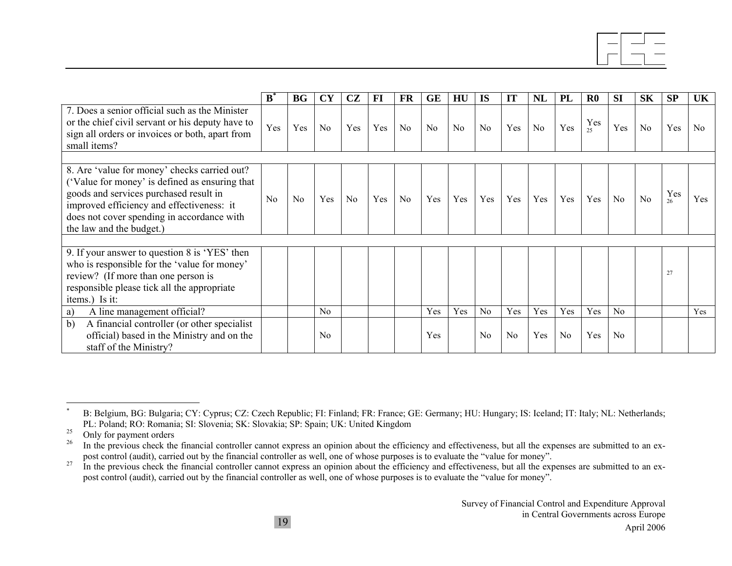| | B[*] | BG | CY | CZ | FI | FR | GE | HU | IS | IT | NL | PL | R0 | SI | SK | SP | UK |
|---|---|---|---|---|---|---|---|---|---|---|---|---|---|---|---|---|---|
| 7. Does a senior official such as the Minister or the chief civil servant or his deputy have to sign all orders or invoices or both, apart from small items? | Yes | Yes | No | Yes | Yes | No | No | No | No | Yes | No | Yes | Yes [25] | Yes | No | Yes | No |
| | | | | | | | | | | | | | | | | | |
| 8. Are 'value for money' checks carried out? ('Value for money' is defined as ensuring that goods and services purchased result in improved efficiency and effectiveness: it does not cover spending in accordance with the law and the budget.) | No | No | Yes | No | Yes | No | Yes | Yes | Yes | Yes | Yes | Yes | Yes | No | No | Yes [26] | Yes |
| | | | | | | | | | | | | | | | | | |
| 9. If your answer to question 8 is 'YES' then who is responsible for the 'value for money' review? (If more than one person is responsible please tick all the appropriate items.) Is it: | | | | | | | | | | | | | | | | [27] | |
| a) A line management official? | | | No | | | | Yes | Yes | No | Yes | Yes | Yes | Yes | No | | | Yes |
| b) A financial controller (or other specialist official) based in the Ministry and on the staff of the Ministry? | | | No | | | | Yes | | No | No | Yes | No | Yes | No | | | |

[*] B: Belgium, BG: Bulgaria; CY: Cyprus; CZ: Czech Republic; FI: Finland; FR: France; GE: Germany; HU: Hungary; IS: Iceland; IT: Italy; NL: Netherlands; PL: Poland; RO: Romania; SI: Slovenia; SK: Slovakia; SP: Spain; UK: United Kingdom

[25] Only for payment orders

[26] In the previous check the financial controller cannot express an opinion about the efficiency and effectiveness, but all the expenses are submitted to an ex-post control (audit), carried out by the financial controller as well, one of whose purposes is to evaluate the "value for money".

[27] In the previous check the financial controller cannot express an opinion about the efficiency and effectiveness, but all the expenses are submitted to an ex-post control (audit), carried out by the financial controller as well, one of whose purposes is to evaluate the "value for money".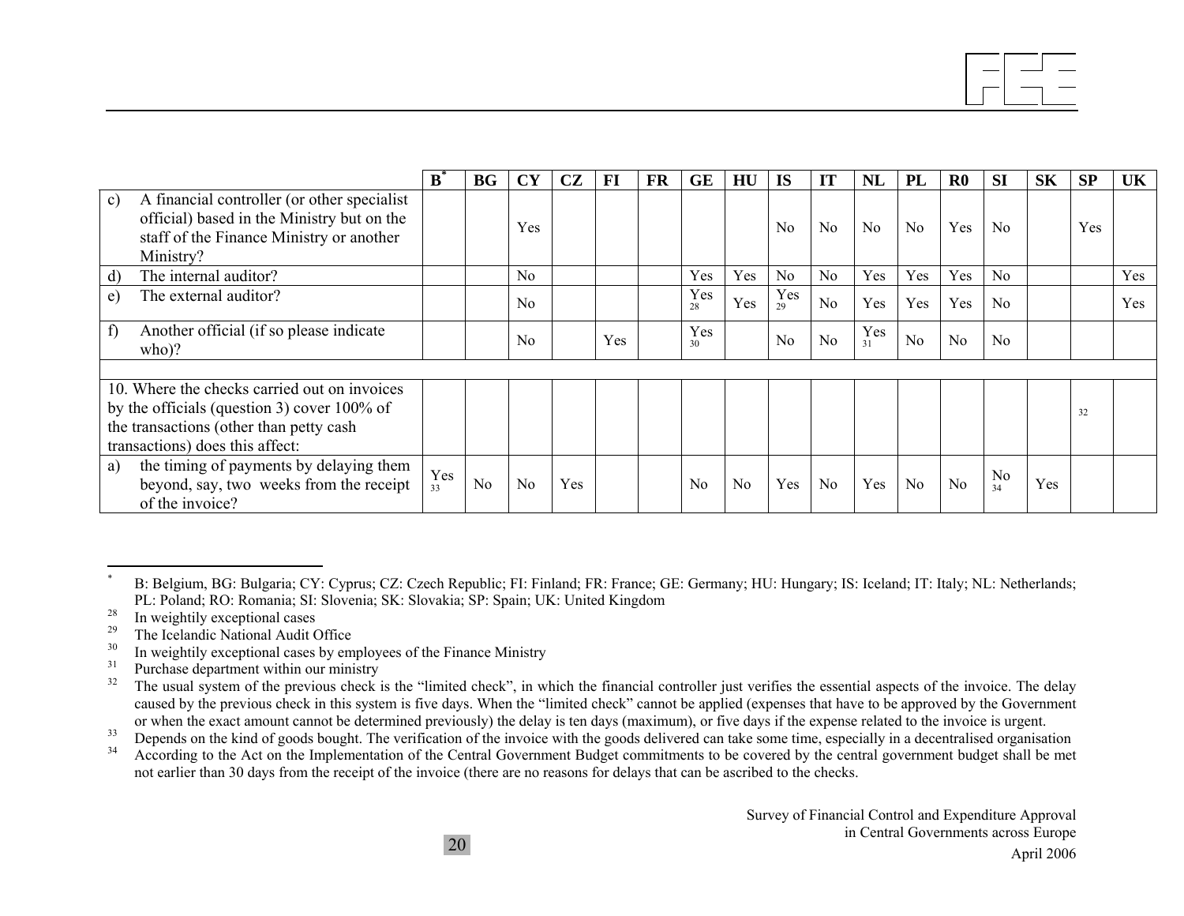| | B[*] | BG | CY | CZ | FI | FR | GE | HU | IS | IT | NL | PL | R0 | SI | SK | SP | UK |
|---|---|---|---|---|---|---|---|---|---|---|---|---|---|---|---|---|---|
| c) A financial controller (or other specialist official) based in the Ministry but on the staff of the Finance Ministry or another Ministry? | | | Yes | | | | | | No | No | No | No | Yes | No | | Yes | |
| d) The internal auditor? | | | No | | | | Yes | Yes | No | No | Yes | Yes | Yes | No | | | Yes |
| e) The external auditor? | | | No | | | | Yes [28] | Yes | Yes [29] | No | Yes | Yes | Yes | No | | | Yes |
| f) Another official (if so please indicate who)? | | | No | | Yes | | Yes [30] | | No | No | Yes [31] | No | No | No | | | |
| | | | | | | | | | | | | | | | | | |
| 10. Where the checks carried out on invoices by the officials (question 3) cover 100% of the transactions (other than petty cash transactions) does this affect: | | | | | | | | | | | | | | | | [32] | |
| a) the timing of payments by delaying them beyond, say, two weeks from the receipt of the invoice? | Yes [33] | No | No | Yes | | | No | No | Yes | No | Yes | No | No | No [34] | Yes | | |

---

[*] B: Belgium, BG: Bulgaria; CY: Cyprus; CZ: Czech Republic; FI: Finland; FR: France; GE: Germany; HU: Hungary; IS: Iceland; IT: Italy; NL: Netherlands; PL: Poland; RO: Romania; SI: Slovenia; SK: Slovakia; SP: Spain; UK: United Kingdom

[28] In weightily exceptional cases

[29] The Icelandic National Audit Office

[30] In weightily exceptional cases by employees of the Finance Ministry

[31] Purchase department within our ministry

[32] The usual system of the previous check is the "limited check", in which the financial controller just verifies the essential aspects of the invoice. The delay caused by the previous check in this system is five days. When the "limited check" cannot be applied (expenses that have to be approved by the Government or when the exact amount cannot be determined previously) the delay is ten days (maximum), or five days if the expense related to the invoice is urgent.

[33] Depends on the kind of goods bought. The verification of the invoice with the goods delivered can take some time, especially in a decentralised organisation

[34] According to the Act on the Implementation of the Central Government Budget commitments to be covered by the central government budget shall be met not earlier than 30 days from the receipt of the invoice (there are no reasons for delays that can be ascribed to the checks.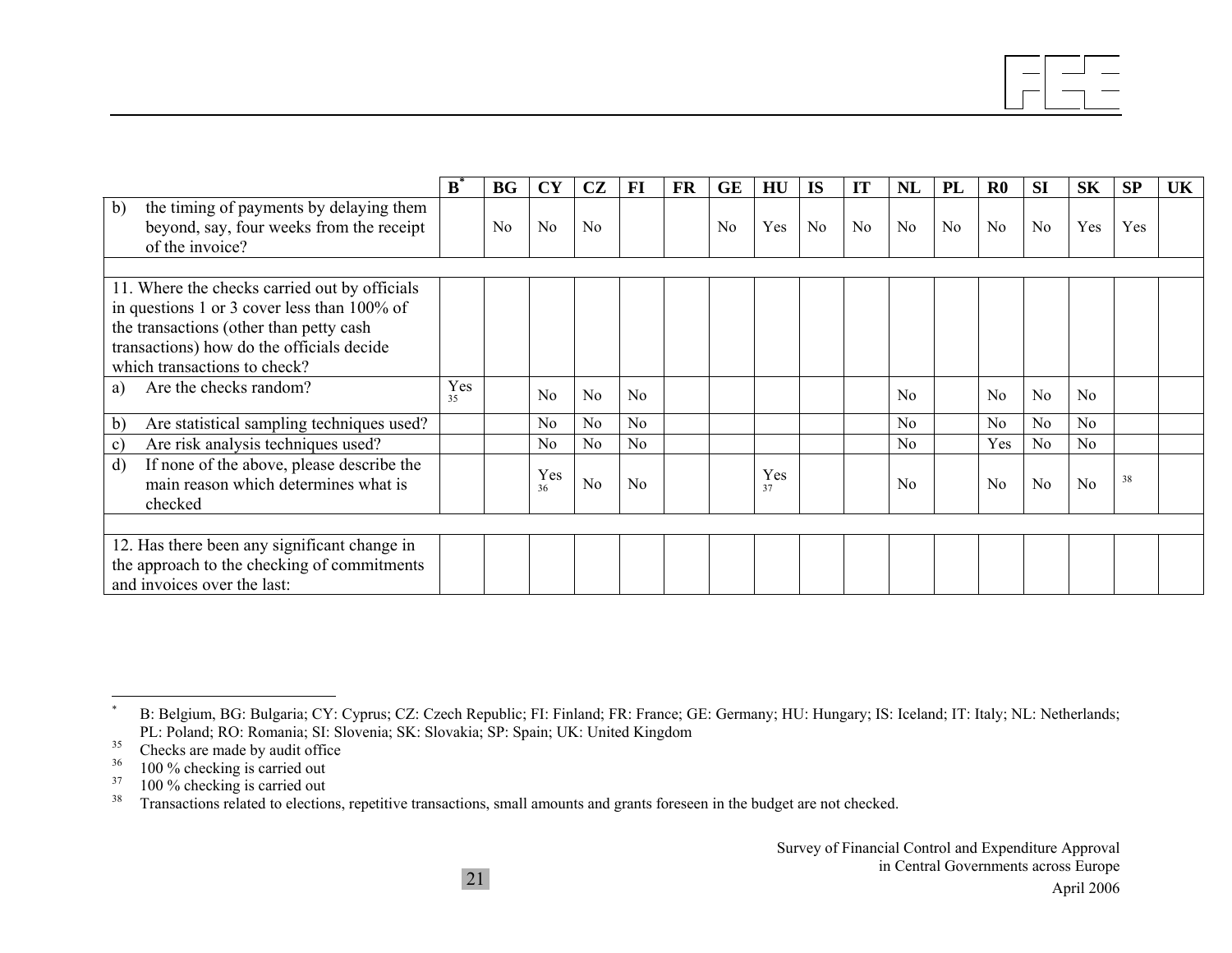| | B[*] | BG | CY | CZ | FI | FR | GE | HU | IS | IT | NL | PL | R0 | SI | SK | SP | UK |
|---|---|---|---|---|---|---|---|---|---|---|---|---|---|---|---|---|---|
| b) the timing of payments by delaying them beyond, say, four weeks from the receipt of the invoice? | | No | No | No | | | No | Yes | No | No | No | No | No | No | Yes | Yes | |
| | | | | | | | | | | | | | | | | | |
| 11. Where the checks carried out by officials in questions 1 or 3 cover less than 100% of the transactions (other than petty cash transactions) how do the officials decide which transactions to check? | | | | | | | | | | | | | | | | | |
| a) Are the checks random? | Yes [35] | | No | No | No | | | | | | No | | No | No | No | | |
| b) Are statistical sampling techniques used? | | | No | No | No | | | | | | No | | No | No | No | | |
| c) Are risk analysis techniques used? | | | No | No | No | | | | | | No | | Yes | No | No | | |
| d) If none of the above, please describe the main reason which determines what is checked | | | Yes [36] | No | No | | | Yes [37] | | | No | | No | No | No | [38] | |
| | | | | | | | | | | | | | | | | | |
| 12. Has there been any significant change in the approach to the checking of commitments and invoices over the last: | | | | | | | | | | | | | | | | | |

[*] B: Belgium, BG: Bulgaria; CY: Cyprus; CZ: Czech Republic; FI: Finland; FR: France; GE: Germany; HU: Hungary; IS: Iceland; IT: Italy; NL: Netherlands; PL: Poland; RO: Romania; SI: Slovenia; SK: Slovakia; SP: Spain; UK: United Kingdom

[35] Checks are made by audit office

[36] 100 % checking is carried out

[37] 100 % checking is carried out

[38] Transactions related to elections, repetitive transactions, small amounts and grants foreseen in the budget are not checked.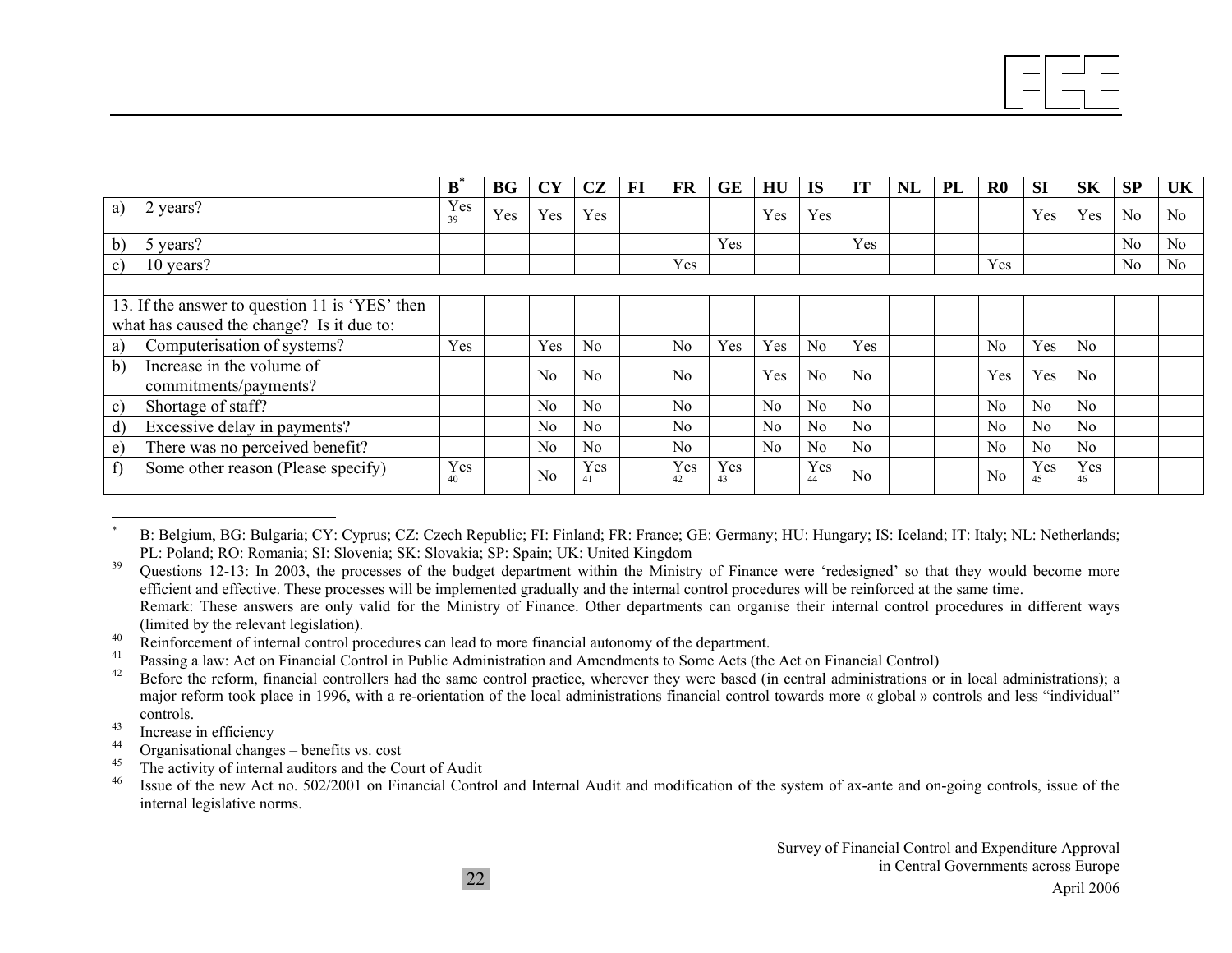| | B* | BG | CY | CZ | FI | FR | GE | HU | IS | IT | NL | PL | R0 | SI | SK | SP | UK |
|---|---|---|---|---|---|---|---|---|---|---|---|---|---|---|---|---|---|
| a) 2 years? | Yes [39] | Yes | Yes | Yes | | | | Yes | Yes | | | | | Yes | Yes | No | No |
| b) 5 years? | | | | | | | Yes | | | Yes | | | | | | No | No |
| c) 10 years? | | | | | | Yes | | | | | | | Yes | | | No | No |
| | | | | | | | | | | | | | | | | | |
| 13. If the answer to question 11 is 'YES' then what has caused the change? Is it due to: | | | | | | | | | | | | | | | | | |
| a) Computerisation of systems? | Yes | | Yes | No | | No | Yes | Yes | No | Yes | | | No | Yes | No | | |
| b) Increase in the volume of commitments/payments? | | | No | No | | No | | Yes | No | No | | | Yes | Yes | No | | |
| c) Shortage of staff? | | | No | No | | No | | No | No | No | | | No | No | No | | |
| d) Excessive delay in payments? | | | No | No | | No | | No | No | No | | | No | No | No | | |
| e) There was no perceived benefit? | | | No | No | | No | | No | No | No | | | No | No | No | | |
| f) Some other reason (Please specify) | Yes [40] | | No | Yes [41] | | Yes [42] | Yes [43] | | Yes [44] | No | | | No | Yes [45] | Yes [46] | | |

* B: Belgium, BG: Bulgaria; CY: Cyprus; CZ: Czech Republic; FI: Finland; FR: France; GE: Germany; HU: Hungary; IS: Iceland; IT: Italy; NL: Netherlands; PL: Poland; RO: Romania; SI: Slovenia; SK: Slovakia; SP: Spain; UK: United Kingdom

[39] Questions 12-13: In 2003, the processes of the budget department within the Ministry of Finance were 'redesigned' so that they would become more efficient and effective. These processes will be implemented gradually and the internal control procedures will be reinforced at the same time.
Remark: These answers are only valid for the Ministry of Finance. Other departments can organise their internal control procedures in different ways (limited by the relevant legislation).

[40] Reinforcement of internal control procedures can lead to more financial autonomy of the department.

[41] Passing a law: Act on Financial Control in Public Administration and Amendments to Some Acts (the Act on Financial Control)

[42] Before the reform, financial controllers had the same control practice, wherever they were based (in central administrations or in local administrations); a major reform took place in 1996, with a re-orientation of the local administrations financial control towards more « global » controls and less "individual" controls.

[43] Increase in efficiency

[44] Organisational changes – benefits vs. cost

[45] The activity of internal auditors and the Court of Audit

[46] Issue of the new Act no. 502/2001 on Financial Control and Internal Audit and modification of the system of ax-ante and on-going controls, issue of the internal legislative norms.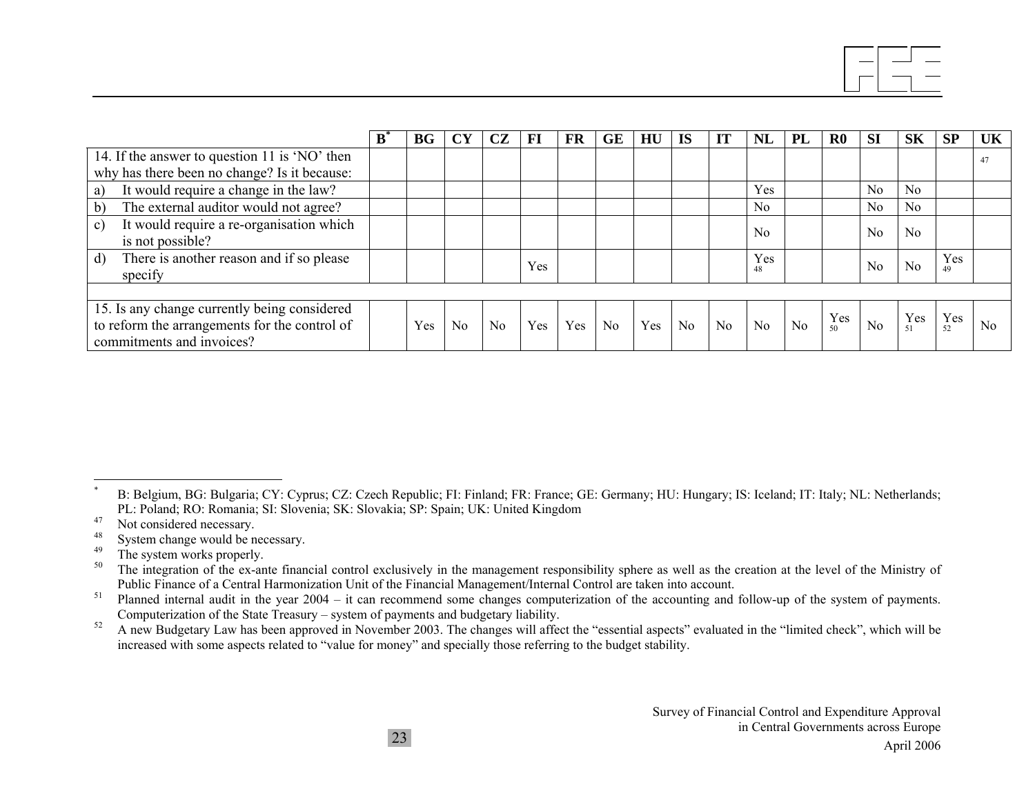| | B* | BG | CY | CZ | FI | FR | GE | HU | IS | IT | NL | PL | R0 | SI | SK | SP | UK |
|---|---|---|---|---|---|---|---|---|---|---|---|---|---|---|---|---|---|
| 14. If the answer to question 11 is 'NO' then why has there been no change? Is it because: | | | | | | | | | | | | | | | | | [47] |
| a) It would require a change in the law? | | | | | | | | | | | Yes | | | No | No | | |
| b) The external auditor would not agree? | | | | | | | | | | | No | | | No | No | | |
| c) It would require a re-organisation which is not possible? | | | | | | | | | | | No | | | No | No | | |
| d) There is another reason and if so please specify | | | | | Yes | | | | | | Yes [48] | | | No | No | Yes [49] | |
| | | | | | | | | | | | | | | | | | |
| 15. Is any change currently being considered to reform the arrangements for the control of commitments and invoices? | | Yes | No | No | Yes | Yes | No | Yes | No | No | No | No | Yes [50] | No | Yes [51] | Yes [52] | No |

\* B: Belgium, BG: Bulgaria; CY: Cyprus; CZ: Czech Republic; FI: Finland; FR: France; GE: Germany; HU: Hungary; IS: Iceland; IT: Italy; NL: Netherlands; PL: Poland; RO: Romania; SI: Slovenia; SK: Slovakia; SP: Spain; UK: United Kingdom

[47] Not considered necessary.

[48] System change would be necessary.

[49] The system works properly.

[50] The integration of the ex-ante financial control exclusively in the management responsibility sphere as well as the creation at the level of the Ministry of Public Finance of a Central Harmonization Unit of the Financial Management/Internal Control are taken into account.

[51] Planned internal audit in the year 2004 – it can recommend some changes computerization of the accounting and follow-up of the system of payments. Computerization of the State Treasury – system of payments and budgetary liability.

[52] A new Budgetary Law has been approved in November 2003. The changes will affect the "essential aspects" evaluated in the "limited check", which will be increased with some aspects related to "value for money" and specially those referring to the budget stability.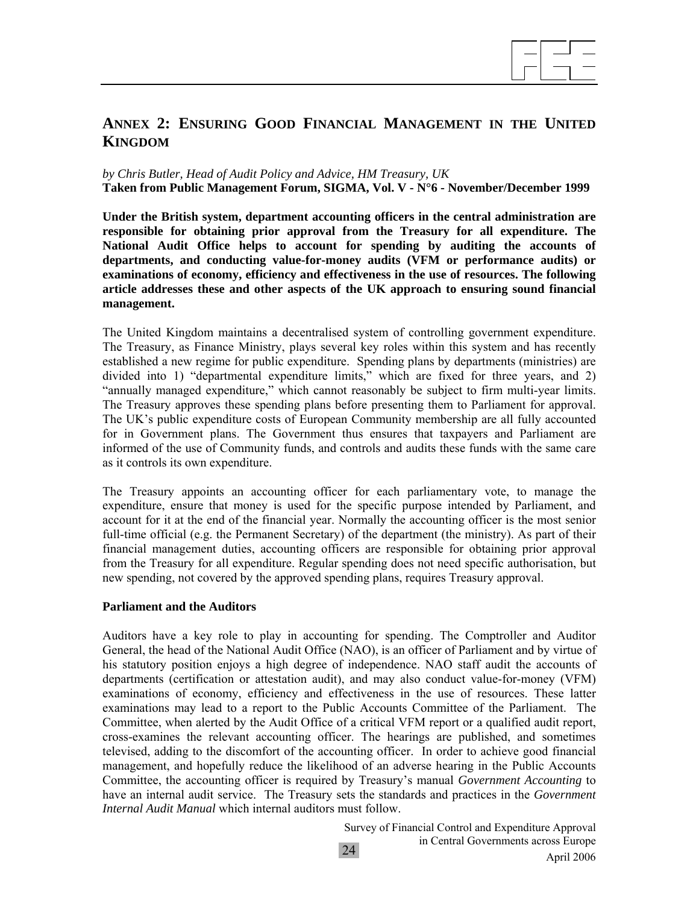## ANNEX 2: ENSURING GOOD FINANCIAL MANAGEMENT IN THE UNITED KINGDOM

*by Chris Butler, Head of Audit Policy and Advice, HM Treasury, UK*
**Taken from Public Management Forum, SIGMA, Vol. V - N°6 - November/December 1999**

**Under the British system, department accounting officers in the central administration are responsible for obtaining prior approval from the Treasury for all expenditure. The National Audit Office helps to account for spending by auditing the accounts of departments, and conducting value-for-money audits (VFM or performance audits) or examinations of economy, efficiency and effectiveness in the use of resources. The following article addresses these and other aspects of the UK approach to ensuring sound financial management.**

The United Kingdom maintains a decentralised system of controlling government expenditure. The Treasury, as Finance Ministry, plays several key roles within this system and has recently established a new regime for public expenditure. Spending plans by departments (ministries) are divided into 1) "departmental expenditure limits," which are fixed for three years, and 2) "annually managed expenditure," which cannot reasonably be subject to firm multi-year limits. The Treasury approves these spending plans before presenting them to Parliament for approval. The UK's public expenditure costs of European Community membership are all fully accounted for in Government plans. The Government thus ensures that taxpayers and Parliament are informed of the use of Community funds, and controls and audits these funds with the same care as it controls its own expenditure.

The Treasury appoints an accounting officer for each parliamentary vote, to manage the expenditure, ensure that money is used for the specific purpose intended by Parliament, and account for it at the end of the financial year. Normally the accounting officer is the most senior full-time official (e.g. the Permanent Secretary) of the department (the ministry). As part of their financial management duties, accounting officers are responsible for obtaining prior approval from the Treasury for all expenditure. Regular spending does not need specific authorisation, but new spending, not covered by the approved spending plans, requires Treasury approval.

### Parliament and the Auditors

Auditors have a key role to play in accounting for spending. The Comptroller and Auditor General, the head of the National Audit Office (NAO), is an officer of Parliament and by virtue of his statutory position enjoys a high degree of independence. NAO staff audit the accounts of departments (certification or attestation audit), and may also conduct value-for-money (VFM) examinations of economy, efficiency and effectiveness in the use of resources. These latter examinations may lead to a report to the Public Accounts Committee of the Parliament. The Committee, when alerted by the Audit Office of a critical VFM report or a qualified audit report, cross-examines the relevant accounting officer. The hearings are published, and sometimes televised, adding to the discomfort of the accounting officer. In order to achieve good financial management, and hopefully reduce the likelihood of an adverse hearing in the Public Accounts Committee, the accounting officer is required by Treasury's manual *Government Accounting* to have an internal audit service. The Treasury sets the standards and practices in the *Government Internal Audit Manual* which internal auditors must follow.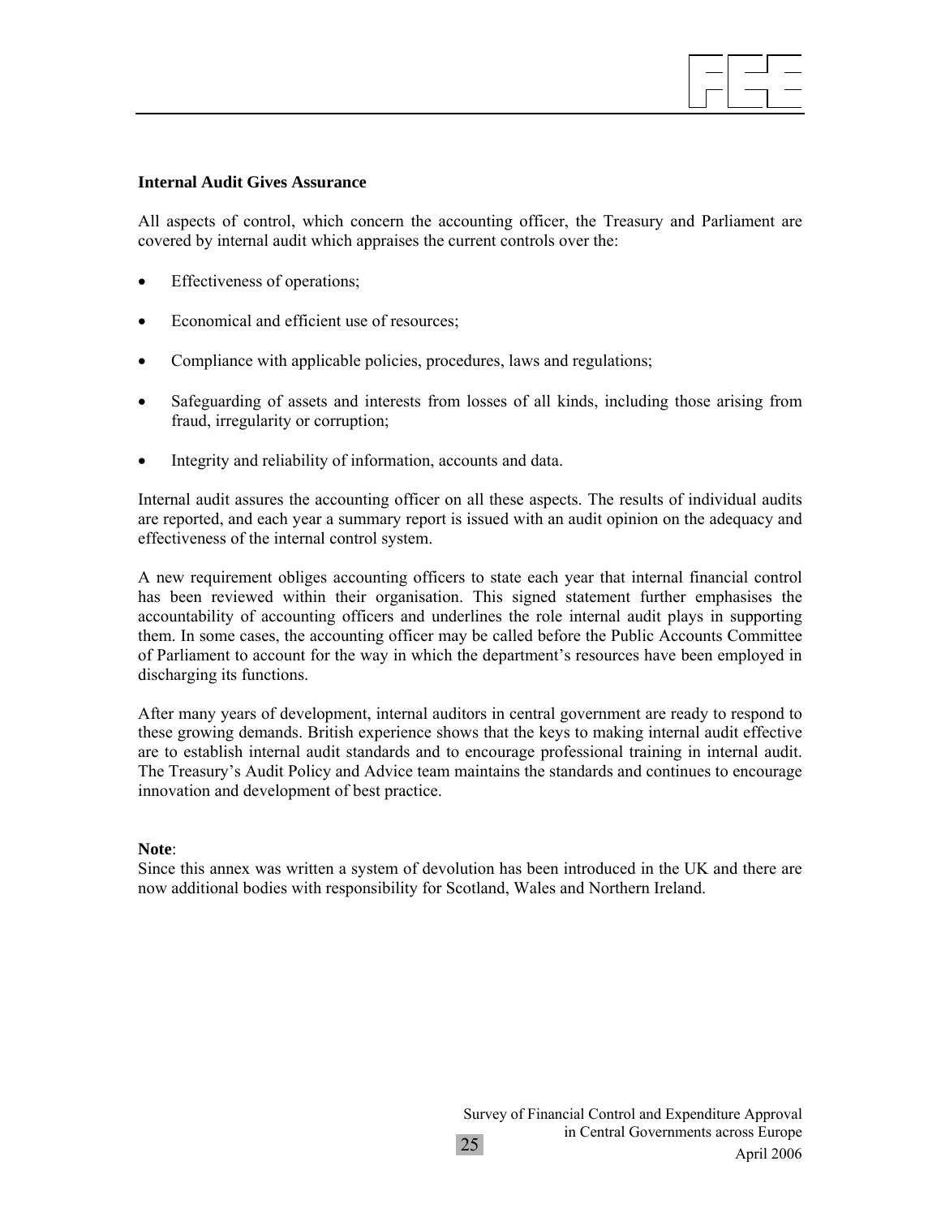**Internal Audit Gives Assurance**

All aspects of control, which concern the accounting officer, the Treasury and Parliament are covered by internal audit which appraises the current controls over the:

- Effectiveness of operations;
- Economical and efficient use of resources;
- Compliance with applicable policies, procedures, laws and regulations;
- Safeguarding of assets and interests from losses of all kinds, including those arising from fraud, irregularity or corruption;
- Integrity and reliability of information, accounts and data.

Internal audit assures the accounting officer on all these aspects. The results of individual audits are reported, and each year a summary report is issued with an audit opinion on the adequacy and effectiveness of the internal control system.

A new requirement obliges accounting officers to state each year that internal financial control has been reviewed within their organisation. This signed statement further emphasises the accountability of accounting officers and underlines the role internal audit plays in supporting them. In some cases, the accounting officer may be called before the Public Accounts Committee of Parliament to account for the way in which the department's resources have been employed in discharging its functions.

After many years of development, internal auditors in central government are ready to respond to these growing demands. British experience shows that the keys to making internal audit effective are to establish internal audit standards and to encourage professional training in internal audit. The Treasury's Audit Policy and Advice team maintains the standards and continues to encourage innovation and development of best practice.

**Note**:
Since this annex was written a system of devolution has been introduced in the UK and there are now additional bodies with responsibility for Scotland, Wales and Northern Ireland.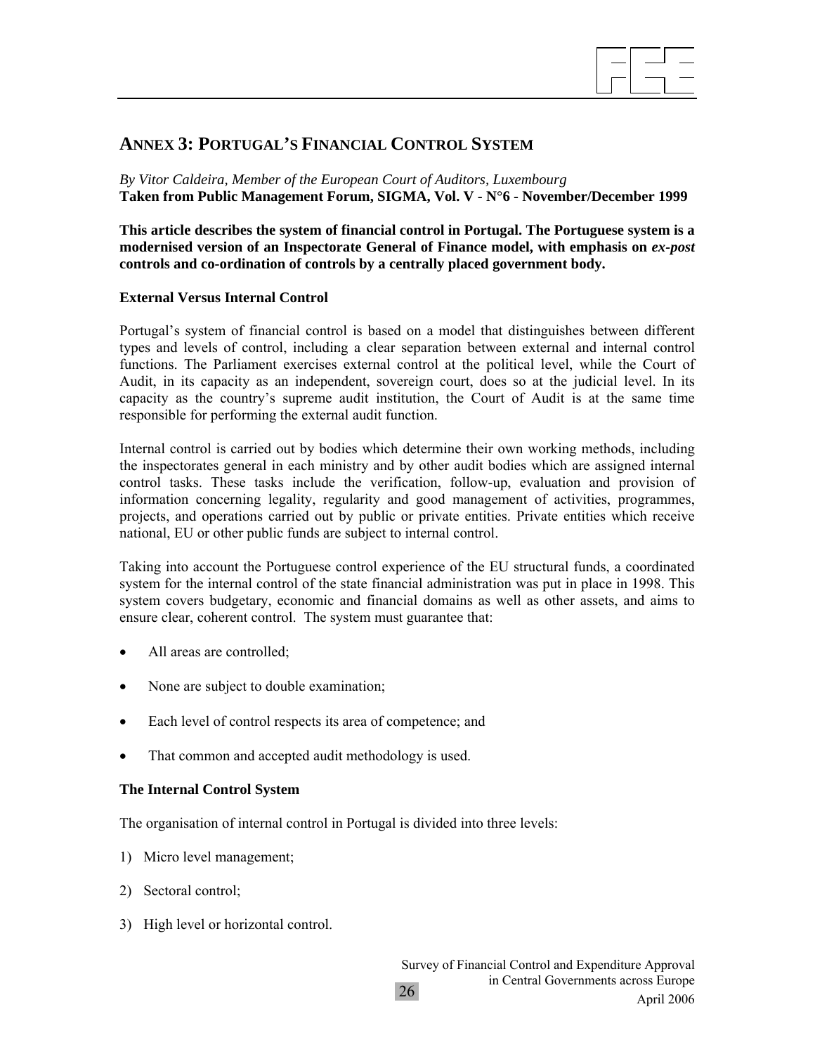## ANNEX 3: PORTUGAL'S FINANCIAL CONTROL SYSTEM

*By Vitor Caldeira, Member of the European Court of Auditors, Luxembourg*
**Taken from Public Management Forum, SIGMA, Vol. V - N°6 - November/December 1999**

**This article describes the system of financial control in Portugal. The Portuguese system is a modernised version of an Inspectorate General of Finance model, with emphasis on *ex-post* controls and co-ordination of controls by a centrally placed government body.**

### External Versus Internal Control

Portugal's system of financial control is based on a model that distinguishes between different types and levels of control, including a clear separation between external and internal control functions. The Parliament exercises external control at the political level, while the Court of Audit, in its capacity as an independent, sovereign court, does so at the judicial level. In its capacity as the country's supreme audit institution, the Court of Audit is at the same time responsible for performing the external audit function.

Internal control is carried out by bodies which determine their own working methods, including the inspectorates general in each ministry and by other audit bodies which are assigned internal control tasks. These tasks include the verification, follow-up, evaluation and provision of information concerning legality, regularity and good management of activities, programmes, projects, and operations carried out by public or private entities. Private entities which receive national, EU or other public funds are subject to internal control.

Taking into account the Portuguese control experience of the EU structural funds, a coordinated system for the internal control of the state financial administration was put in place in 1998. This system covers budgetary, economic and financial domains as well as other assets, and aims to ensure clear, coherent control. The system must guarantee that:

- All areas are controlled;
- None are subject to double examination;
- Each level of control respects its area of competence; and
- That common and accepted audit methodology is used.

### The Internal Control System

The organisation of internal control in Portugal is divided into three levels:

1) Micro level management;
2) Sectoral control;
3) High level or horizontal control.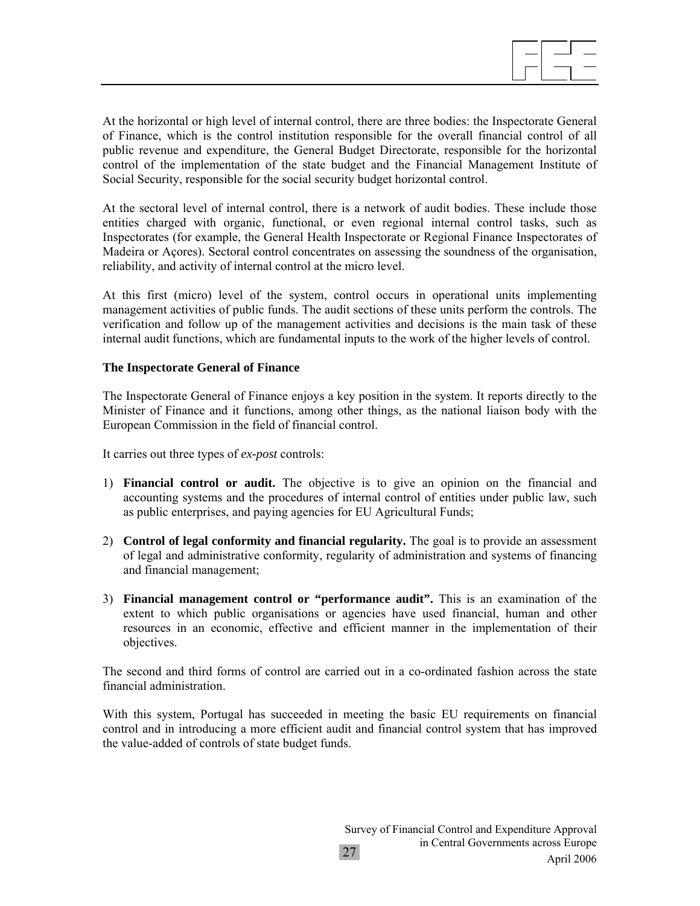At the horizontal or high level of internal control, there are three bodies: the Inspectorate General of Finance, which is the control institution responsible for the overall financial control of all public revenue and expenditure, the General Budget Directorate, responsible for the horizontal control of the implementation of the state budget and the Financial Management Institute of Social Security, responsible for the social security budget horizontal control.

At the sectoral level of internal control, there is a network of audit bodies. These include those entities charged with organic, functional, or even regional internal control tasks, such as Inspectorates (for example, the General Health Inspectorate or Regional Finance Inspectorates of Madeira or Açores). Sectoral control concentrates on assessing the soundness of the organisation, reliability, and activity of internal control at the micro level.

At this first (micro) level of the system, control occurs in operational units implementing management activities of public funds. The audit sections of these units perform the controls. The verification and follow up of the management activities and decisions is the main task of these internal audit functions, which are fundamental inputs to the work of the higher levels of control.

**The Inspectorate General of Finance**

The Inspectorate General of Finance enjoys a key position in the system. It reports directly to the Minister of Finance and it functions, among other things, as the national liaison body with the European Commission in the field of financial control.

It carries out three types of *ex-post* controls:

1) **Financial control or audit.** The objective is to give an opinion on the financial and accounting systems and the procedures of internal control of entities under public law, such as public enterprises, and paying agencies for EU Agricultural Funds;

2) **Control of legal conformity and financial regularity.** The goal is to provide an assessment of legal and administrative conformity, regularity of administration and systems of financing and financial management;

3) **Financial management control or "performance audit".** This is an examination of the extent to which public organisations or agencies have used financial, human and other resources in an economic, effective and efficient manner in the implementation of their objectives.

The second and third forms of control are carried out in a co-ordinated fashion across the state financial administration.

With this system, Portugal has succeeded in meeting the basic EU requirements on financial control and in introducing a more efficient audit and financial control system that has improved the value-added of controls of state budget funds.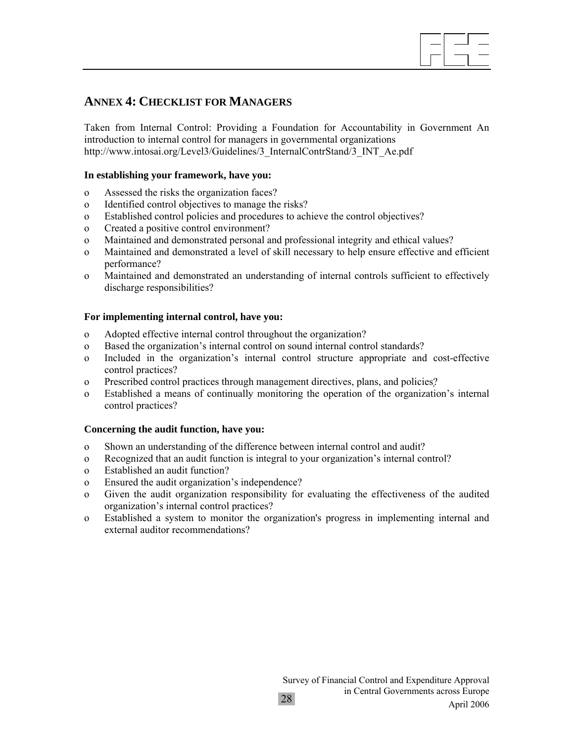## ANNEX 4: CHECKLIST FOR MANAGERS

Taken from Internal Control: Providing a Foundation for Accountability in Government An introduction to internal control for managers in governmental organizations http://www.intosai.org/Level3/Guidelines/3_InternalContrStand/3_INT_Ae.pdf

**In establishing your framework, have you:**

- Assessed the risks the organization faces?
- Identified control objectives to manage the risks?
- Established control policies and procedures to achieve the control objectives?
- Created a positive control environment?
- Maintained and demonstrated personal and professional integrity and ethical values?
- Maintained and demonstrated a level of skill necessary to help ensure effective and efficient performance?
- Maintained and demonstrated an understanding of internal controls sufficient to effectively discharge responsibilities?

**For implementing internal control, have you:**

- Adopted effective internal control throughout the organization?
- Based the organization's internal control on sound internal control standards?
- Included in the organization's internal control structure appropriate and cost-effective control practices?
- Prescribed control practices through management directives, plans, and policies?
- Established a means of continually monitoring the operation of the organization's internal control practices?

**Concerning the audit function, have you:**

- Shown an understanding of the difference between internal control and audit?
- Recognized that an audit function is integral to your organization's internal control?
- Established an audit function?
- Ensured the audit organization's independence?
- Given the audit organization responsibility for evaluating the effectiveness of the audited organization's internal control practices?
- Established a system to monitor the organization's progress in implementing internal and external auditor recommendations?